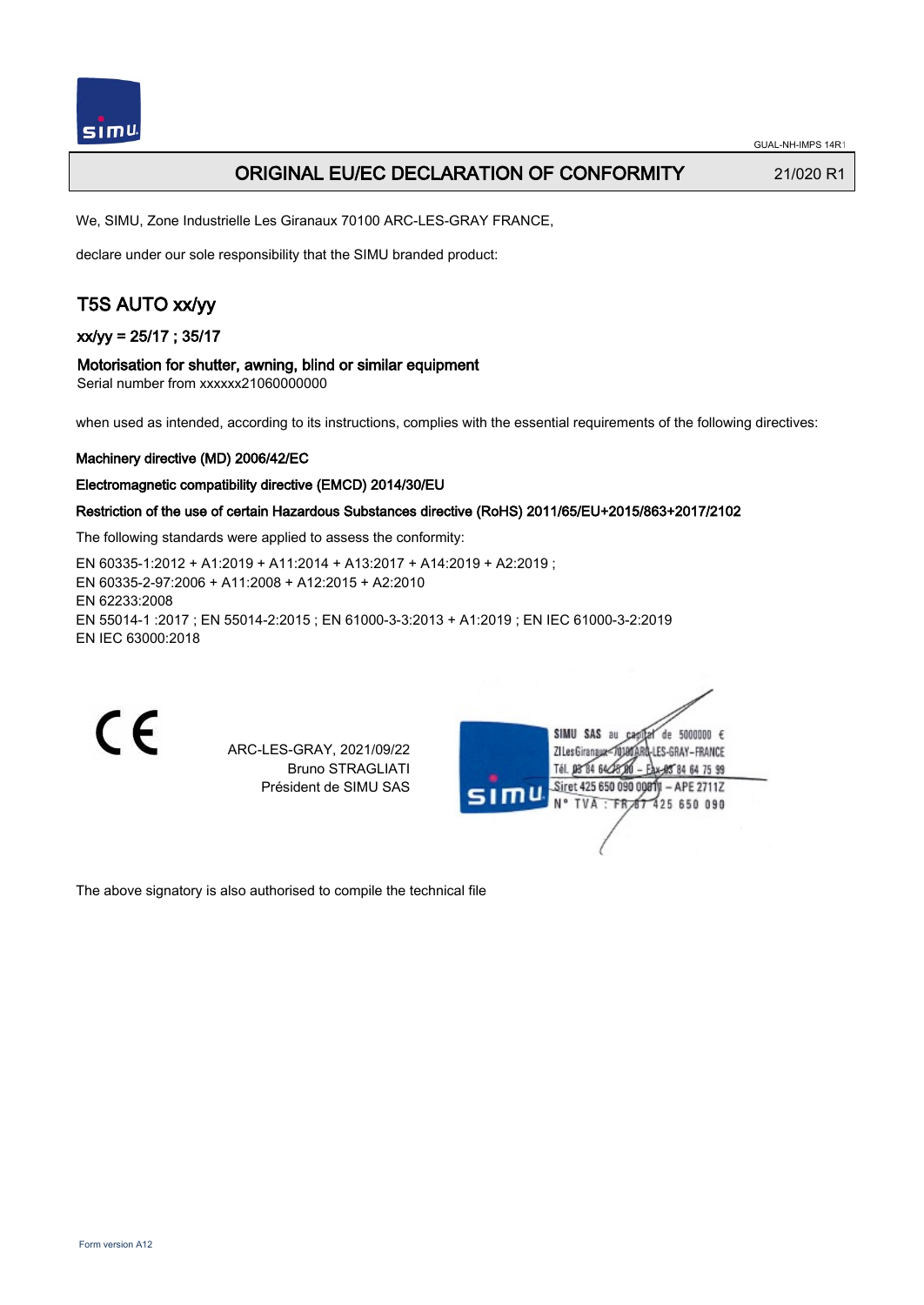# ORIGINAL EU/EC DECLARATION OF CONFORMITY

21/020 R1

We, SIMU, Zone Industrielle Les Giranaux 70100 ARC-LES-GRAY FRANCE,

declare under our sole responsibility that the SIMU branded product:

## T5S AUTO xx/yy

### xx/yy = 25/17 ; 35/17

### Motorisation for shutter, awning, blind or similar equipment

Serial number from xxxxxx21060000000

when used as intended, according to its instructions, complies with the essential requirements of the following directives:

**Machinery directive (MD) 2006/42/EC**

**Electromagnetic compatibility directive (EMCD) 2014/30/EU**

**Restriction of the use of certain Hazardous Substances directive (RoHS) 2011/65/EU+2015/863+2017/2102**

The following standards were applied to assess the conformity:

EN 60335-1:2012 + A1:2019 + A11:2014 + A13:2017 + A14:2019 + A2:2019 ;
EN 60335-2-97:2006 + A11:2008 + A12:2015 + A2:2010
EN 62233:2008
EN 55014-1 :2017 ; EN 55014-2:2015 ; EN 61000-3-3:2013 + A1:2019 ; EN IEC 61000-3-2:2019
EN IEC 63000:2018

CE

ARC-LES-GRAY, 2021/09/22
Bruno STRAGLIATI
Président de SIMU SAS

SIMU SAS au capital de 5000000 €
ZI Les Giranaux 70100 ARC-LES-GRAY-FRANCE
Tél. 03 84 64 75 00 – Fax 03 84 64 75 99
Siret 425 650 090 00011 – APE 2711Z
N° TVA : FR 87 425 650 090

The above signatory is also authorised to compile the technical file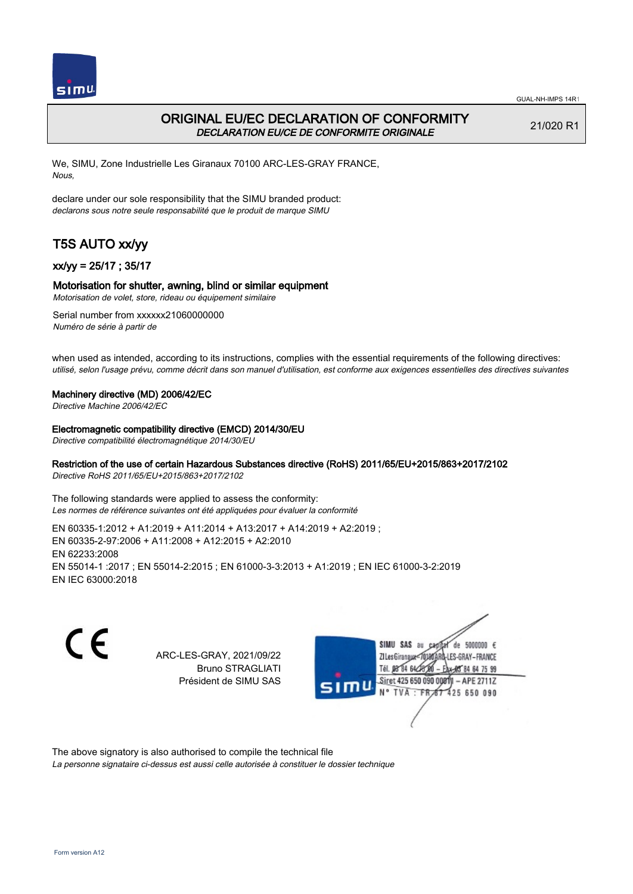# ORIGINAL EU/EC DECLARATION OF CONFORMITY

*DECLARATION EU/CE DE CONFORMITE ORIGINALE*

21/020 R1

We, SIMU, Zone Industrielle Les Giranaux 70100 ARC-LES-GRAY FRANCE,
*Nous,*

declare under our sole responsibility that the SIMU branded product:
*declarons sous notre seule responsabilité que le produit de marque SIMU*

## T5S AUTO xx/yy

### xx/yy = 25/17 ; 35/17

### Motorisation for shutter, awning, blind or similar equipment

*Motorisation de volet, store, rideau ou équipement similaire*

Serial number from xxxxxx21060000000
*Numéro de série à partir de*

when used as intended, according to its instructions, complies with the essential requirements of the following directives:
*utilisé, selon l'usage prévu, comme décrit dans son manuel d'utilisation, est conforme aux exigences essentielles des directives suivantes*

**Machinery directive (MD) 2006/42/EC**
*Directive Machine 2006/42/EC*

**Electromagnetic compatibility directive (EMCD) 2014/30/EU**
*Directive compatibilité électromagnétique 2014/30/EU*

**Restriction of the use of certain Hazardous Substances directive (RoHS) 2011/65/EU+2015/863+2017/2102**
*Directive RoHS 2011/65/EU+2015/863+2017/2102*

The following standards were applied to assess the conformity:
*Les normes de référence suivantes ont été appliquées pour évaluer la conformité*

EN 60335-1:2012 + A1:2019 + A11:2014 + A13:2017 + A14:2019 + A2:2019 ;
EN 60335-2-97:2006 + A11:2008 + A12:2015 + A2:2010
EN 62233:2008
EN 55014-1 :2017 ; EN 55014-2:2015 ; EN 61000-3-3:2013 + A1:2019 ; EN IEC 61000-3-2:2019
EN IEC 63000:2018

CE

ARC-LES-GRAY, 2021/09/22
Bruno STRAGLIATI
Président de SIMU SAS

SIMU SAS au capital de 5000000 €
ZI Les Giranaux 70100 ARC-LES-GRAY-FRANCE
Tél. 03 84 64 75 00 – Fax 03 84 64 75 99
Siret 425 650 090 00011 – APE 2711Z
N° TVA : FR 67 425 650 090

The above signatory is also authorised to compile the technical file
*La personne signataire ci-dessus est aussi celle autorisée à constituer le dossier technique*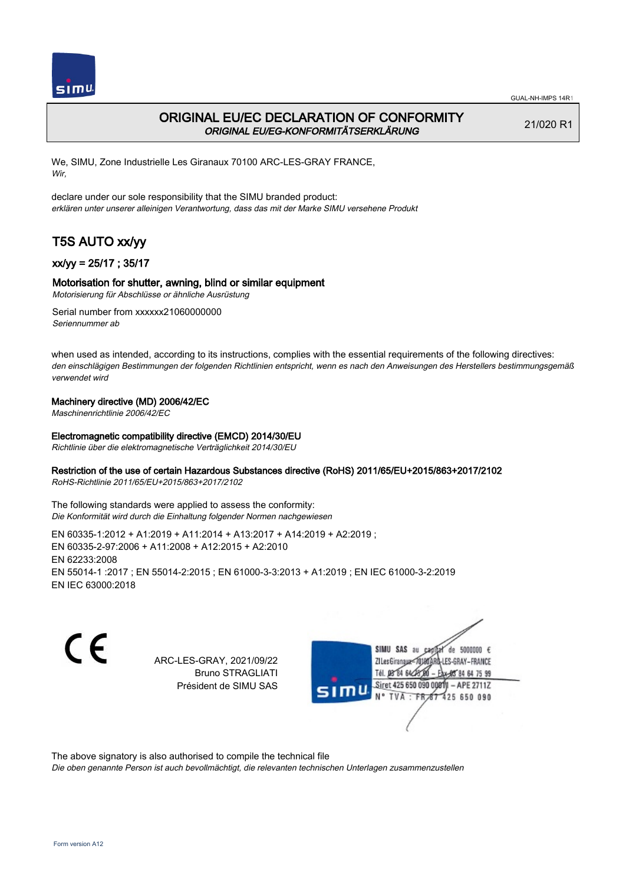# ORIGINAL EU/EC DECLARATION OF CONFORMITY

*ORIGINAL EU/EG-KONFORMITÄTSERKLÄRUNG*

21/020 R1

We, SIMU, Zone Industrielle Les Giranaux 70100 ARC-LES-GRAY FRANCE,
*Wir,*

declare under our sole responsibility that the SIMU branded product:
*erklären unter unserer alleinigen Verantwortung, dass das mit der Marke SIMU versehene Produkt*

## T5S AUTO xx/yy

### xx/yy = 25/17 ; 35/17

### Motorisation for shutter, awning, blind or similar equipment

*Motorisierung für Abschlüsse or ähnliche Ausrüstung*

Serial number from xxxxxx21060000000
*Seriennummer ab*

when used as intended, according to its instructions, complies with the essential requirements of the following directives:
*den einschlägigen Bestimmungen der folgenden Richtlinien entspricht, wenn es nach den Anweisungen des Herstellers bestimmungsgemäß verwendet wird*

**Machinery directive (MD) 2006/42/EC**
*Maschinenrichtlinie 2006/42/EC*

**Electromagnetic compatibility directive (EMCD) 2014/30/EU**
*Richtlinie über die elektromagnetische Verträglichkeit 2014/30/EU*

**Restriction of the use of certain Hazardous Substances directive (RoHS) 2011/65/EU+2015/863+2017/2102**
*RoHS-Richtlinie 2011/65/EU+2015/863+2017/2102*

The following standards were applied to assess the conformity:
*Die Konformität wird durch die Einhaltung folgender Normen nachgewiesen*

EN 60335-1:2012 + A1:2019 + A11:2014 + A13:2017 + A14:2019 + A2:2019 ;
EN 60335-2-97:2006 + A11:2008 + A12:2015 + A2:2010
EN 62233:2008
EN 55014-1 :2017 ; EN 55014-2:2015 ; EN 61000-3-3:2013 + A1:2019 ; EN IEC 61000-3-2:2019
EN IEC 63000:2018

CE

ARC-LES-GRAY, 2021/09/22
Bruno STRAGLIATI
Président de SIMU SAS

SIMU SAS au capital de 5000000 €
ZI Les Giranaux 70100 ARC-LES-GRAY-FRANCE
Tél. 03 84 64 75 00 – Fax 03 84 64 75 99
Siret 425 650 090 00011 – APE 2711Z
N° TVA : FR 87 425 650 090

The above signatory is also authorised to compile the technical file
*Die oben genannte Person ist auch bevollmächtigt, die relevanten technischen Unterlagen zusammenzustellen*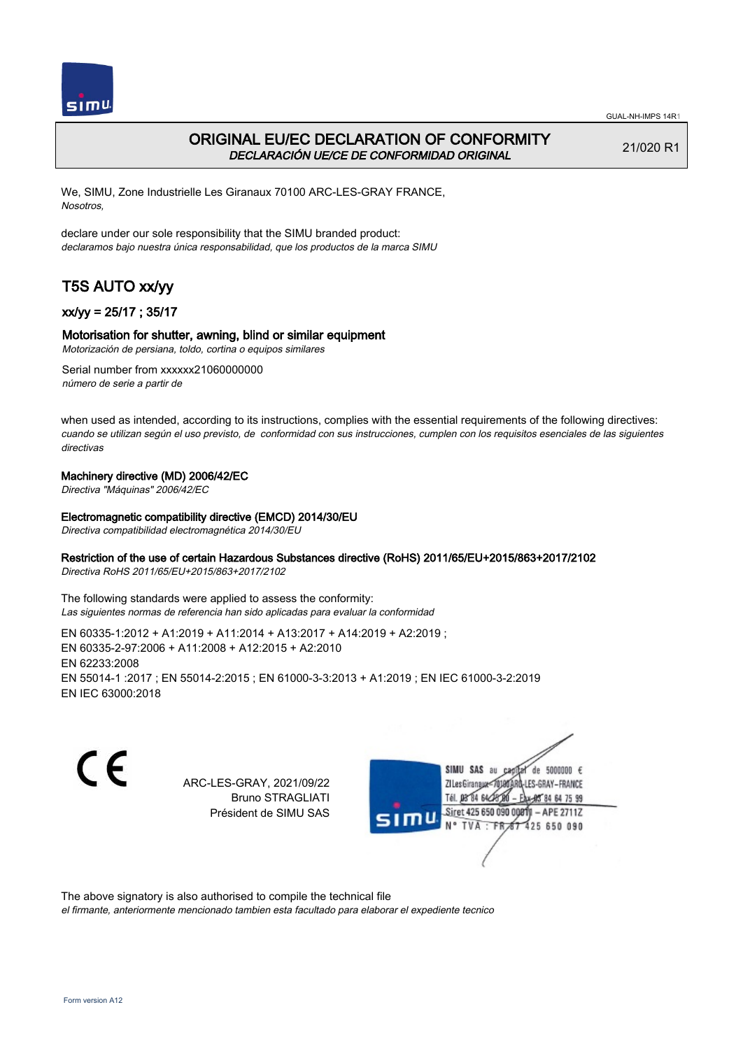# ORIGINAL EU/EC DECLARATION OF CONFORMITY

*DECLARACIÓN UE/CE DE CONFORMIDAD ORIGINAL*

21/020 R1

We, SIMU, Zone Industrielle Les Giranaux 70100 ARC-LES-GRAY FRANCE,
*Nosotros,*

declare under our sole responsibility that the SIMU branded product:
*declaramos bajo nuestra única responsabilidad, que los productos de la marca SIMU*

## T5S AUTO xx/yy

### xx/yy = 25/17 ; 35/17

### Motorisation for shutter, awning, blind or similar equipment

*Motorización de persiana, toldo, cortina o equipos similares*

Serial number from xxxxxx21060000000
*número de serie a partir de*

when used as intended, according to its instructions, complies with the essential requirements of the following directives:
*cuando se utilizan según el uso previsto, de conformidad con sus instrucciones, cumplen con los requisitos esenciales de las siguientes directivas*

**Machinery directive (MD) 2006/42/EC**
*Directiva "Máquinas" 2006/42/EC*

**Electromagnetic compatibility directive (EMCD) 2014/30/EU**
*Directiva compatibilidad electromagnética 2014/30/EU*

**Restriction of the use of certain Hazardous Substances directive (RoHS) 2011/65/EU+2015/863+2017/2102**
*Directiva RoHS 2011/65/EU+2015/863+2017/2102*

The following standards were applied to assess the conformity:
*Las siguientes normas de referencia han sido aplicadas para evaluar la conformidad*

EN 60335-1:2012 + A1:2019 + A11:2014 + A13:2017 + A14:2019 + A2:2019 ;
EN 60335-2-97:2006 + A11:2008 + A12:2015 + A2:2010
EN 62233:2008
EN 55014-1 :2017 ; EN 55014-2:2015 ; EN 61000-3-3:2013 + A1:2019 ; EN IEC 61000-3-2:2019
EN IEC 63000:2018

CE

ARC-LES-GRAY, 2021/09/22
Bruno STRAGLIATI
Président de SIMU SAS

SIMU SAS au capital de 5000000 €
ZI Les Giranaux 70100 ARC-LES-GRAY-FRANCE
Tél. 03 84 64 28 00 – Fax 03 84 64 75 99
Siret 425 650 090 00011 – APE 2711Z
N° TVA : FR 87 425 650 090

The above signatory is also authorised to compile the technical file
*el firmante, anteriormente mencionado tambien esta facultado para elaborar el expediente tecnico*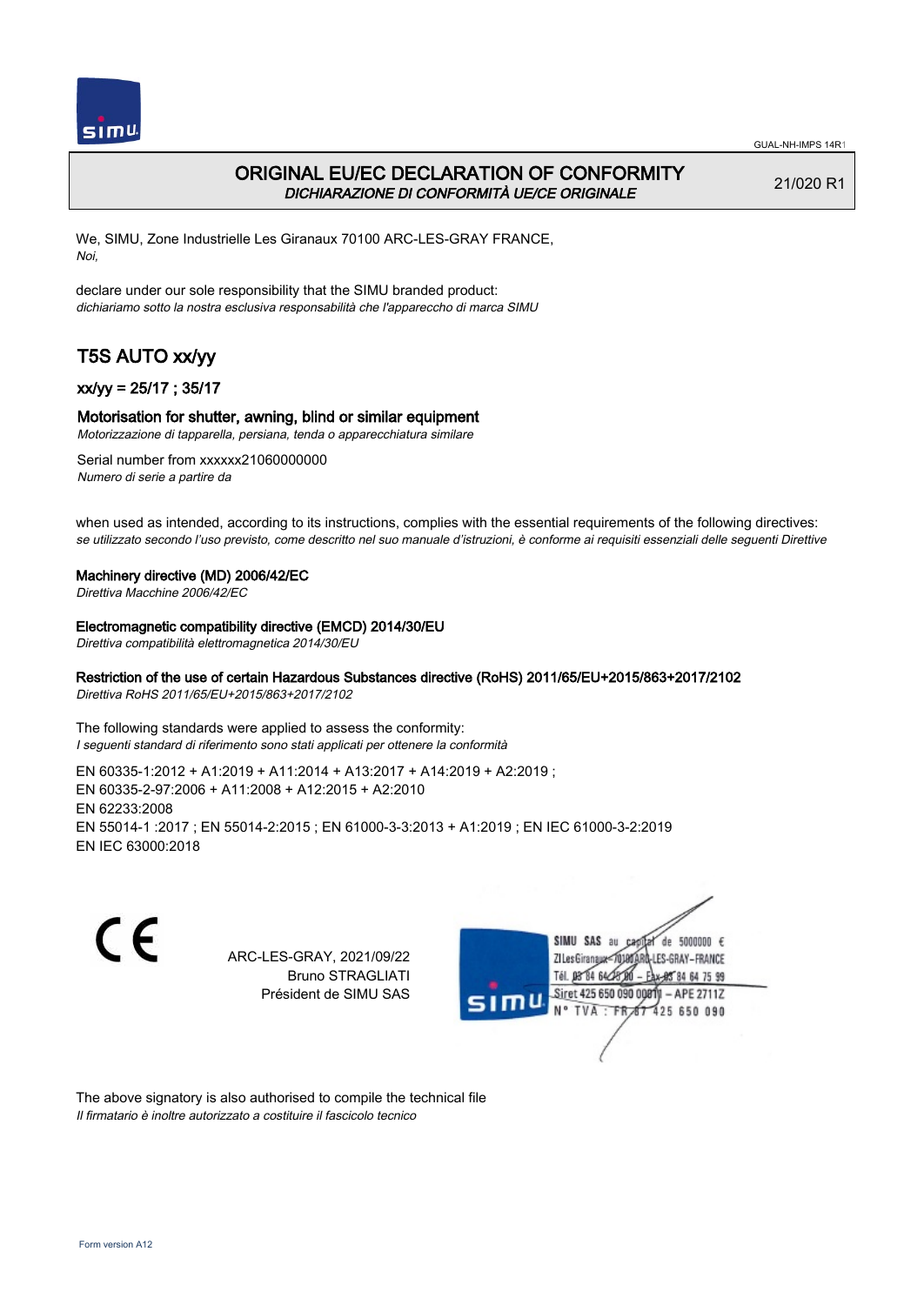# ORIGINAL EU/EC DECLARATION OF CONFORMITY
*DICHIARAZIONE DI CONFORMITÀ UE/CE ORIGINALE*

21/020 R1

We, SIMU, Zone Industrielle Les Giranaux 70100 ARC-LES-GRAY FRANCE,
*Noi,*

declare under our sole responsibility that the SIMU branded product:
*dichiariamo sotto la nostra esclusiva responsabilità che l'apparecchio di marca SIMU*

## T5S AUTO xx/yy

### xx/yy = 25/17 ; 35/17

### Motorisation for shutter, awning, blind or similar equipment
*Motorizzazione di tapparella, persiana, tenda o apparecchiatura similare*

Serial number from xxxxxx21060000000
*Numero di serie a partire da*

when used as intended, according to its instructions, complies with the essential requirements of the following directives:
*se utilizzato secondo l'uso previsto, come descritto nel suo manuale d'istruzioni, è conforme ai requisiti essenziali delle seguenti Direttive*

**Machinery directive (MD) 2006/42/EC**
*Direttiva Macchine 2006/42/EC*

**Electromagnetic compatibility directive (EMCD) 2014/30/EU**
*Direttiva compatibilità elettromagnetica 2014/30/EU*

**Restriction of the use of certain Hazardous Substances directive (RoHS) 2011/65/EU+2015/863+2017/2102**
*Direttiva RoHS 2011/65/EU+2015/863+2017/2102*

The following standards were applied to assess the conformity:
*I seguenti standard di riferimento sono stati applicati per ottenere la conformità*

EN 60335-1:2012 + A1:2019 + A11:2014 + A13:2017 + A14:2019 + A2:2019 ;
EN 60335-2-97:2006 + A11:2008 + A12:2015 + A2:2010
EN 62233:2008
EN 55014-1 :2017 ; EN 55014-2:2015 ; EN 61000-3-3:2013 + A1:2019 ; EN IEC 61000-3-2:2019
EN IEC 63000:2018

CE

ARC-LES-GRAY, 2021/09/22
Bruno STRAGLIATI
Président de SIMU SAS

SIMU SAS au capital de 5000000 €
ZI Les Giranaux 70100 ARC-LES-GRAY-FRANCE
Tél. 03 84 64 75 00 – Fax 03 84 64 75 99
Siret 425 650 090 00011 – APE 2711Z
N° TVA : FR 87 425 650 090

The above signatory is also authorised to compile the technical file
*Il firmatario è inoltre autorizzato a costituire il fascicolo tecnico*

Form version A12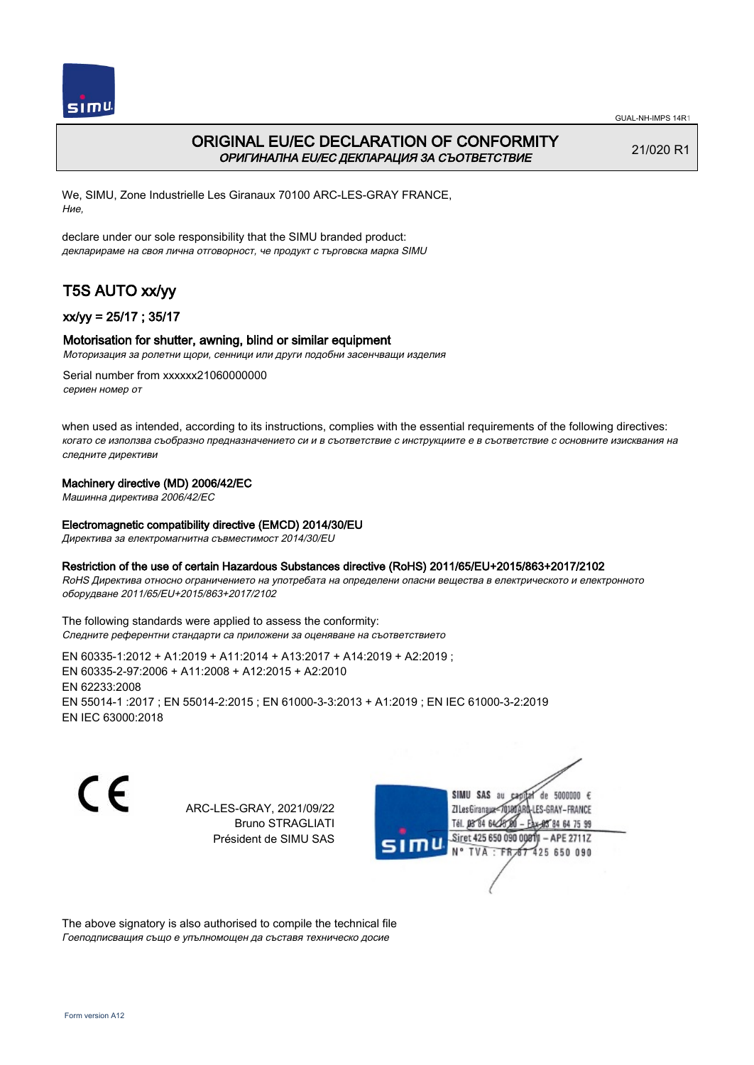# ORIGINAL EU/EC DECLARATION OF CONFORMITY

*ОРИГИНАЛНА EU/EC ДЕКЛАРАЦИЯ ЗА СЪОТВЕТСТВИЕ*

21/020 R1

We, SIMU, Zone Industrielle Les Giranaux 70100 ARC-LES-GRAY FRANCE,
*Ние,*

declare under our sole responsibility that the SIMU branded product:
*декларираме на своя лична отговорност, че продукт с търговска марка SIMU*

## T5S AUTO xx/yy

### xx/yy = 25/17 ; 35/17

### Motorisation for shutter, awning, blind or similar equipment

*Моторизация за ролетни щори, сенници или други подобни засенчващи изделия*

Serial number from xxxxxx21060000000
*сериен номер от*

when used as intended, according to its instructions, complies with the essential requirements of the following directives:
*когато се използва съобразно предназначението си и в съответствие с инструкциите е в съответствие с основните изисквания на следните директиви*

**Machinery directive (MD) 2006/42/EC**
*Машинна директива 2006/42/EC*

**Electromagnetic compatibility directive (EMCD) 2014/30/EU**
*Директива за електромагнитна съвместимост 2014/30/EU*

**Restriction of the use of certain Hazardous Substances directive (RoHS) 2011/65/EU+2015/863+2017/2102**
*RoHS Директива относно ограничението на употребата на определени опасни вещества в електрическото и електронното оборудване 2011/65/EU+2015/863+2017/2102*

The following standards were applied to assess the conformity:
*Следните референтни стандарти са приложени за оценяване на съответствието*

EN 60335-1:2012 + A1:2019 + A11:2014 + A13:2017 + A14:2019 + A2:2019 ;
EN 60335-2-97:2006 + A11:2008 + A12:2015 + A2:2010
EN 62233:2008
EN 55014-1 :2017 ; EN 55014-2:2015 ; EN 61000-3-3:2013 + A1:2019 ; EN IEC 61000-3-2:2019
EN IEC 63000:2018

CE

ARC-LES-GRAY, 2021/09/22
Bruno STRAGLIATI
Président de SIMU SAS

SIMU SAS au capital de 5000000 €
ZI Les Giranaux 70100 ARC-LES-GRAY-FRANCE
Tél. 03 84 64 78 00 – Fax 03 84 64 75 99
Siret 425 650 090 00011 – APE 2711Z
N° TVA : FR 87 425 650 090

The above signatory is also authorised to compile the technical file
*Гоеподписващия също е упълномощен да съставя техническо досие*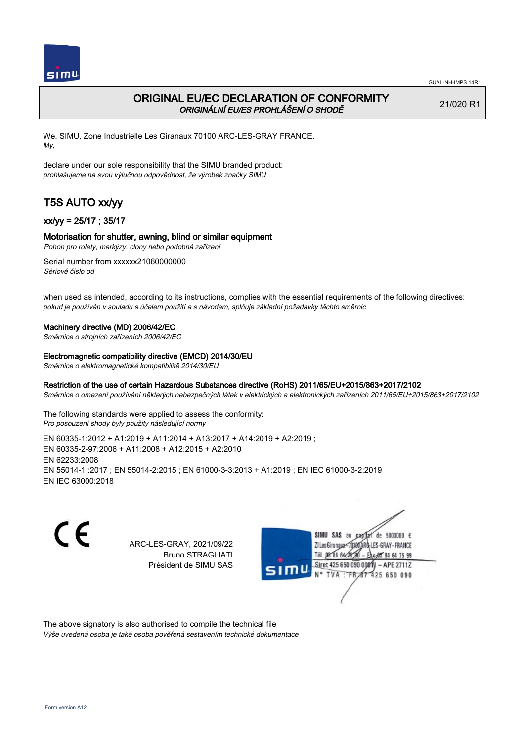GUAL-NH-IMPS 14R1

# ORIGINAL EU/EC DECLARATION OF CONFORMITY
*ORIGINÁLNÍ EU/ES PROHLÁŠENÍ O SHODĚ*

21/020 R1

We, SIMU, Zone Industrielle Les Giranaux 70100 ARC-LES-GRAY FRANCE,
*My,*

declare under our sole responsibility that the SIMU branded product:
*prohlašujeme na svou výlučnou odpovědnost, že výrobek značky SIMU*

## T5S AUTO xx/yy

### xx/yy = 25/17 ; 35/17

### Motorisation for shutter, awning, blind or similar equipment
*Pohon pro rolety, markýzy, clony nebo podobná zařízení*

Serial number from xxxxxx21060000000
*Sériové číslo od*

when used as intended, according to its instructions, complies with the essential requirements of the following directives:
*pokud je používán v souladu s účelem použití a s návodem, splňuje základní požadavky těchto směrnic*

**Machinery directive (MD) 2006/42/EC**
*Směrnice o strojních zařízeních 2006/42/EC*

**Electromagnetic compatibility directive (EMCD) 2014/30/EU**
*Směrnice o elektromagnetické kompatibilitě 2014/30/EU*

**Restriction of the use of certain Hazardous Substances directive (RoHS) 2011/65/EU+2015/863+2017/2102**
*Směrnice o omezení používání některých nebezpečných látek v elektrických a elektronických zařízeních 2011/65/EU+2015/863+2017/2102*

The following standards were applied to assess the conformity:
*Pro posouzení shody byly použity následující normy*

EN 60335-1:2012 + A1:2019 + A11:2014 + A13:2017 + A14:2019 + A2:2019 ;
EN 60335-2-97:2006 + A11:2008 + A12:2015 + A2:2010
EN 62233:2008
EN 55014-1 :2017 ; EN 55014-2:2015 ; EN 61000-3-3:2013 + A1:2019 ; EN IEC 61000-3-2:2019
EN IEC 63000:2018

CE

ARC-LES-GRAY, 2021/09/22
Bruno STRAGLIATI
Président de SIMU SAS

SIMU SAS au capital de 5000000 €
ZI Les Giranaux 70100 ARC-LES-GRAY-FRANCE
Tél. 03 84 64 75 00 – Fax 03 84 64 75 99
Siret 425 650 090 00011 – APE 2711Z
N° TVA : FR 87 425 650 090

The above signatory is also authorised to compile the technical file
*Výše uvedená osoba je také osoba pověřená sestavením technické dokumentace*

Form version A12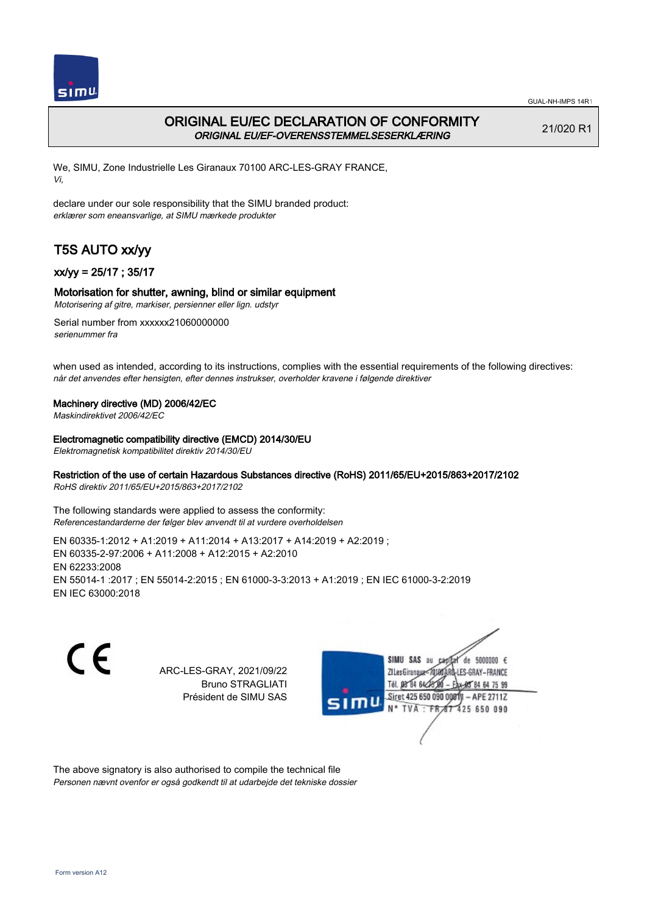# ORIGINAL EU/EC DECLARATION OF CONFORMITY
*ORIGINAL EU/EF-OVERENSSTEMMELSESERKLÆRING*

21/020 R1

We, SIMU, Zone Industrielle Les Giranaux 70100 ARC-LES-GRAY FRANCE,
*Vi,*

declare under our sole responsibility that the SIMU branded product:
*erklærer som eneansvarlige, at SIMU mærkede produkter*

## T5S AUTO xx/yy

### xx/yy = 25/17 ; 35/17

### Motorisation for shutter, awning, blind or similar equipment
*Motorisering af gitre, markiser, persienner eller lign. udstyr*

Serial number from xxxxxx21060000000
*serienummer fra*

when used as intended, according to its instructions, complies with the essential requirements of the following directives:
*når det anvendes efter hensigten, efter dennes instrukser, overholder kravene i følgende direktiver*

**Machinery directive (MD) 2006/42/EC**
*Maskindirektivet 2006/42/EC*

**Electromagnetic compatibility directive (EMCD) 2014/30/EU**
*Elektromagnetisk kompatibilitet direktiv 2014/30/EU*

**Restriction of the use of certain Hazardous Substances directive (RoHS) 2011/65/EU+2015/863+2017/2102**
*RoHS direktiv 2011/65/EU+2015/863+2017/2102*

The following standards were applied to assess the conformity:
*Referencestandarderne der følger blev anvendt til at vurdere overholdelsen*

EN 60335-1:2012 + A1:2019 + A11:2014 + A13:2017 + A14:2019 + A2:2019 ;
EN 60335-2-97:2006 + A11:2008 + A12:2015 + A2:2010
EN 62233:2008
EN 55014-1 :2017 ; EN 55014-2:2015 ; EN 61000-3-3:2013 + A1:2019 ; EN IEC 61000-3-2:2019
EN IEC 63000:2018

CE

ARC-LES-GRAY, 2021/09/22
Bruno STRAGLIATI
Président de SIMU SAS

SIMU SAS au capital de 5000000 €
ZI Les Giranaux 70100 ARC-LES-GRAY-FRANCE
Tél. 03 84 64 75 00 – Fax 03 84 64 75 99
Siret 425 650 090 00011 – APE 2711Z
N° TVA : FR 67 425 650 090

The above signatory is also authorised to compile the technical file
*Personen nævnt ovenfor er også godkendt til at udarbejde det tekniske dossier*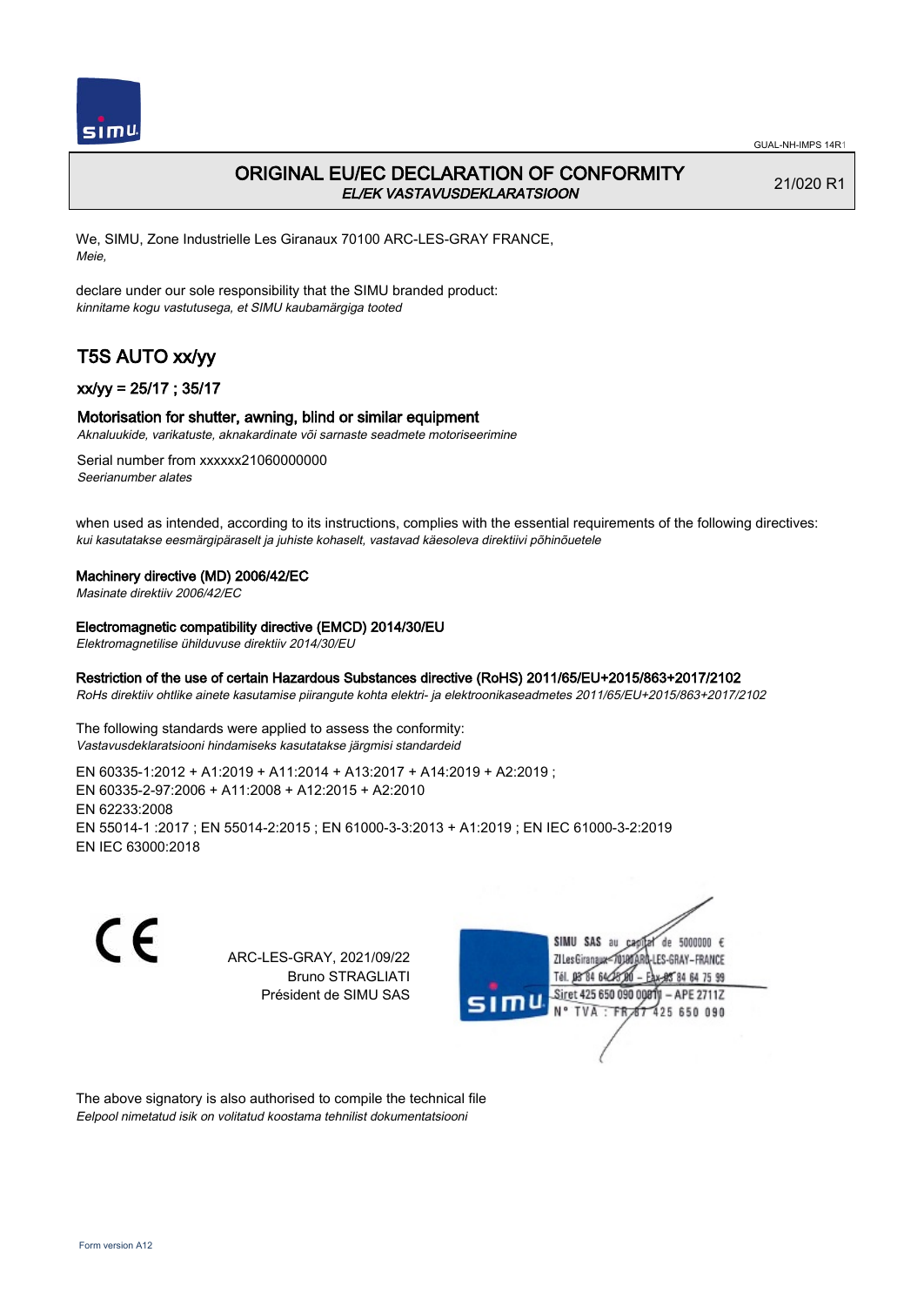# ORIGINAL EU/EC DECLARATION OF CONFORMITY

*EL/EK VASTAVUSDEKLARATSIOON*

21/020 R1

We, SIMU, Zone Industrielle Les Giranaux 70100 ARC-LES-GRAY FRANCE,
*Meie,*

declare under our sole responsibility that the SIMU branded product:
*kinnitame kogu vastutusega, et SIMU kaubamärgiga tooted*

## T5S AUTO xx/yy

### xx/yy = 25/17 ; 35/17

### Motorisation for shutter, awning, blind or similar equipment

*Aknaluukide, varikatuste, aknakardinate või sarnaste seadmete motoriseerimine*

Serial number from xxxxxx21060000000
*Seerianumber alates*

when used as intended, according to its instructions, complies with the essential requirements of the following directives:
*kui kasutatakse eesmärgipäraselt ja juhiste kohaselt, vastavad käesoleva direktiivi põhinõuetele*

**Machinery directive (MD) 2006/42/EC**
*Masinate direktiiv 2006/42/EC*

**Electromagnetic compatibility directive (EMCD) 2014/30/EU**
*Elektromagnetilise ühilduvuse direktiiv 2014/30/EU*

**Restriction of the use of certain Hazardous Substances directive (RoHS) 2011/65/EU+2015/863+2017/2102**
*RoHs direktiiv ohtlike ainete kasutamise piirangute kohta elektri- ja elektroonikaseadmetes 2011/65/EU+2015/863+2017/2102*

The following standards were applied to assess the conformity:
*Vastavusdeklaratsiooni hindamiseks kasutatakse järgmisi standardeid*

EN 60335-1:2012 + A1:2019 + A11:2014 + A13:2017 + A14:2019 + A2:2019 ;
EN 60335-2-97:2006 + A11:2008 + A12:2015 + A2:2010
EN 62233:2008
EN 55014-1 :2017 ; EN 55014-2:2015 ; EN 61000-3-3:2013 + A1:2019 ; EN IEC 61000-3-2:2019
EN IEC 63000:2018

ARC-LES-GRAY, 2021/09/22
Bruno STRAGLIATI
Président de SIMU SAS

SIMU SAS au capital de 5000000 €
ZI Les Giranaux 70100 ARC-LES-GRAY-FRANCE
Tél. 03 84 64 75 00 – Fax 03 84 64 75 99
Siret 425 650 090 00011 – APE 2711Z
N° TVA : FR 67 425 650 090

The above signatory is also authorised to compile the technical file
*Eelpool nimetatud isik on volitatud koostama tehnilist dokumentatsiooni*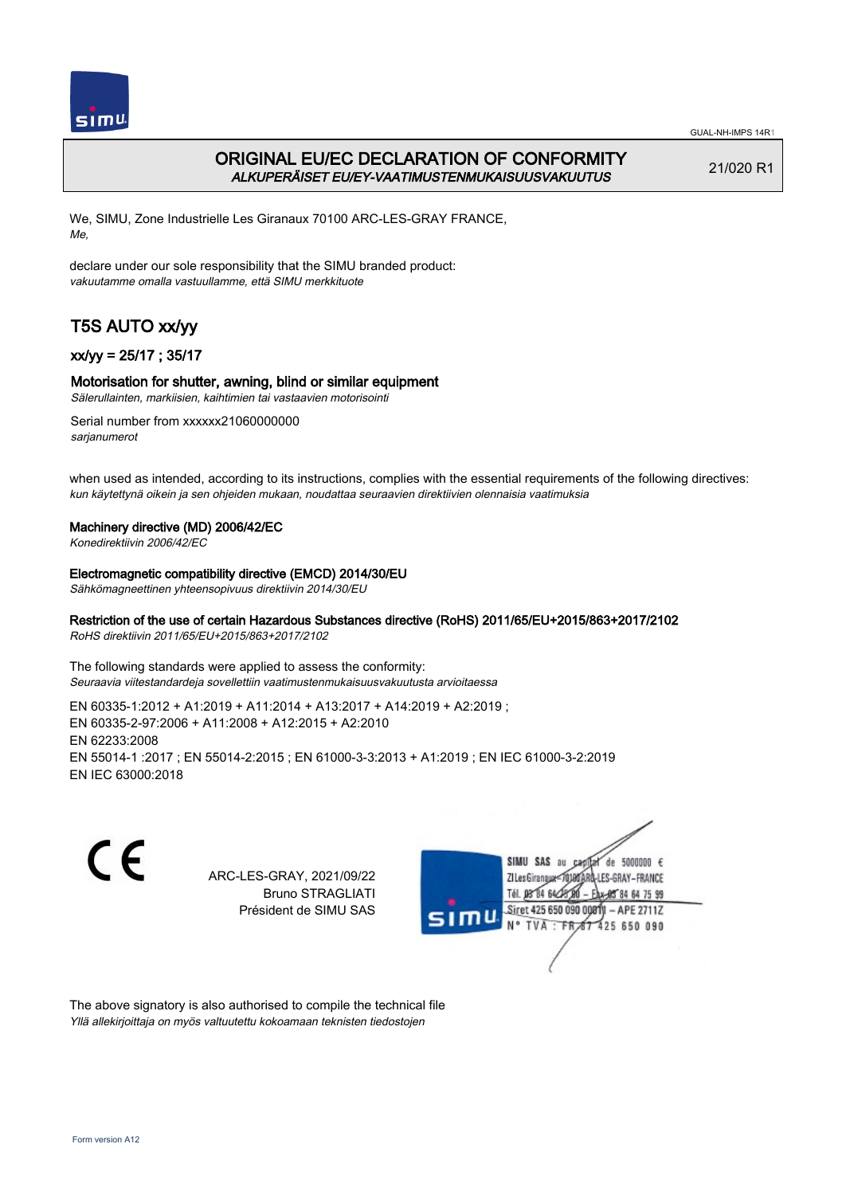GUAL-NH-IMPS 14R1

# ORIGINAL EU/EC DECLARATION OF CONFORMITY
*ALKUPERÄISET EU/EY-VAATIMUSTENMUKAISUUSVAKUUTUS*

21/020 R1

We, SIMU, Zone Industrielle Les Giranaux 70100 ARC-LES-GRAY FRANCE,
*Me,*

declare under our sole responsibility that the SIMU branded product:
*vakuutamme omalla vastuullamme, että SIMU merkkituote*

## T5S AUTO xx/yy

### xx/yy = 25/17 ; 35/17

**Motorisation for shutter, awning, blind or similar equipment**
*Sälerullainten, markiisien, kaihtimien tai vastaavien motorisointi*

Serial number from xxxxxx21060000000
*sarjanumerot*

when used as intended, according to its instructions, complies with the essential requirements of the following directives:
*kun käytettynä oikein ja sen ohjeiden mukaan, noudattaa seuraavien direktiivien olennaisia vaatimuksia*

**Machinery directive (MD) 2006/42/EC**
*Konedirektiivin 2006/42/EC*

**Electromagnetic compatibility directive (EMCD) 2014/30/EU**
*Sähkömagneettinen yhteensopivuus direktiivin 2014/30/EU*

**Restriction of the use of certain Hazardous Substances directive (RoHS) 2011/65/EU+2015/863+2017/2102**
*RoHS direktiivin 2011/65/EU+2015/863+2017/2102*

The following standards were applied to assess the conformity:
*Seuraavia viitestandardeja sovellettiin vaatimustenmukaisuusvakuutusta arvioitaessa*

EN 60335-1:2012 + A1:2019 + A11:2014 + A13:2017 + A14:2019 + A2:2019 ;
EN 60335-2-97:2006 + A11:2008 + A12:2015 + A2:2010
EN 62233:2008
EN 55014-1 :2017 ; EN 55014-2:2015 ; EN 61000-3-3:2013 + A1:2019 ; EN IEC 61000-3-2:2019
EN IEC 63000:2018

CE

ARC-LES-GRAY, 2021/09/22
Bruno STRAGLIATI
Président de SIMU SAS

SIMU SAS au capital de 5000000 €
ZI Les Giranaux 70100 ARC-LES-GRAY-FRANCE
Tél. 03 84 64 75 00 – Fax 03 84 64 75 99
Siret 425 650 090 00011 – APE 2711Z
N° TVA : FR 87 425 650 090

The above signatory is also authorised to compile the technical file
*Yllä allekirjoittaja on myös valtuutettu kokoamaan teknisten tiedostojen*

Form version A12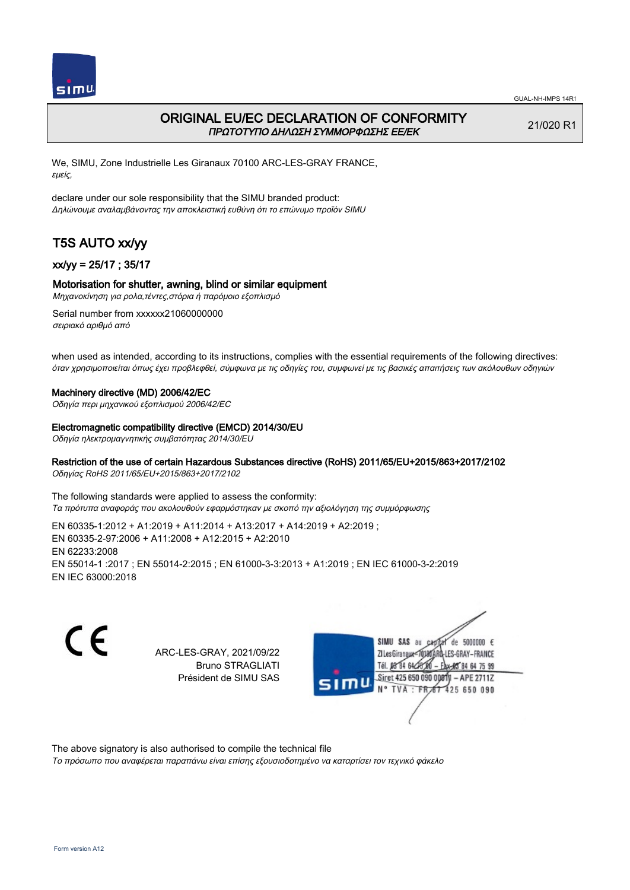# ORIGINAL EU/EC DECLARATION OF CONFORMITY

*ΠΡΩΤΟΤΥΠΟ ΔΗΛΩΣΗ ΣΥΜΜΟΡΦΩΣΗΣ ΕΕ/ΕΚ*

21/020 R1

We, SIMU, Zone Industrielle Les Giranaux 70100 ARC-LES-GRAY FRANCE,
*εμείς,*

declare under our sole responsibility that the SIMU branded product:
*Δηλώνουμε αναλαμβάνοντας την αποκλειστική ευθύνη ότι το επώνυμο προϊόν SIMU*

## T5S AUTO xx/yy

### xx/yy = 25/17 ; 35/17

### Motorisation for shutter, awning, blind or similar equipment

*Μηχανοκίνηση για ρολα,τέντες,στόρια ή παρόμοιο εξοπλισμό*

Serial number from xxxxxx21060000000
*σειριακό αριθμό από*

when used as intended, according to its instructions, complies with the essential requirements of the following directives:
*όταν χρησιμοποιείται όπως έχει προβλεφθεί, σύμφωνα με τις οδηγίες του, συμφωνεί με τις βασικές απαιτήσεις των ακόλουθων οδηγιών*

**Machinery directive (MD) 2006/42/EC**
*Οδηγία περι μηχανικού εξοπλισμού 2006/42/EC*

**Electromagnetic compatibility directive (EMCD) 2014/30/EU**
*Οδηγία ηλεκτρομαγνητικής συμβατότητας 2014/30/EU*

**Restriction of the use of certain Hazardous Substances directive (RoHS) 2011/65/EU+2015/863+2017/2102**
*Οδηγίας RoHS 2011/65/EU+2015/863+2017/2102*

The following standards were applied to assess the conformity:
*Τα πρότυπα αναφοράς που ακολουθούν εφαρμόστηκαν με σκοπό την αξιολόγηση της συμμόρφωσης*

EN 60335-1:2012 + A1:2019 + A11:2014 + A13:2017 + A14:2019 + A2:2019 ;
EN 60335-2-97:2006 + A11:2008 + A12:2015 + A2:2010
EN 62233:2008
EN 55014-1 :2017 ; EN 55014-2:2015 ; EN 61000-3-3:2013 + A1:2019 ; EN IEC 61000-3-2:2019
EN IEC 63000:2018

CE

ARC-LES-GRAY, 2021/09/22
Bruno STRAGLIATI
Président de SIMU SAS

SIMU SAS au capital de 5000000 €
ZI Les Giranaux 70100 ARC-LES-GRAY-FRANCE
Tél. 03 84 64 75 00 – Fax 03 84 64 75 99
Siret 425 650 090 00011 – APE 2711Z
N° TVA : FR 67 425 650 090

The above signatory is also authorised to compile the technical file
*Το πρόσωπο που αναφέρεται παραπάνω είναι επίσης εξουσιοδοτημένο να καταρτίσει τον τεχνικό φάκελο*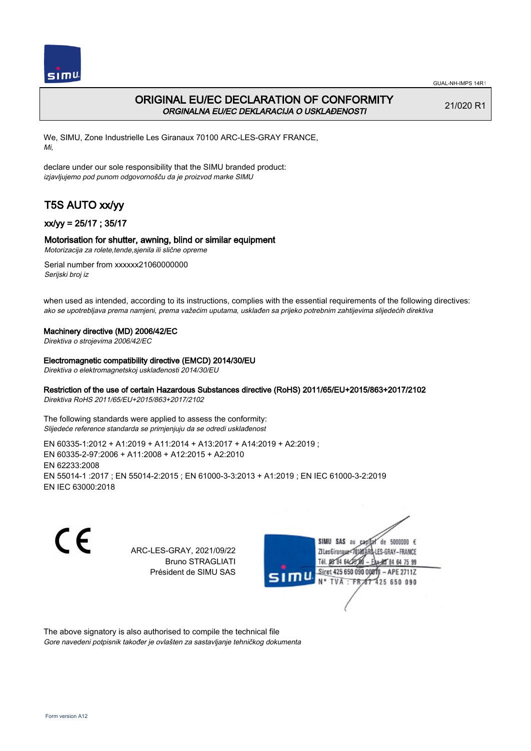GUAL-NH-IMPS 14R1

# ORIGINAL EU/EC DECLARATION OF CONFORMITY
*ORGINALNA EU/EC DEKLARACIJA O USKLAĐENOSTI*

21/020 R1

We, SIMU, Zone Industrielle Les Giranaux 70100 ARC-LES-GRAY FRANCE,
*Mi,*

declare under our sole responsibility that the SIMU branded product:
*izjavljujemo pod punom odgovornošču da je proizvod marke SIMU*

## T5S AUTO xx/yy

### xx/yy = 25/17 ; 35/17

### Motorisation for shutter, awning, blind or similar equipment
*Motorizacija za rolete,tende,sjenila ili slične opreme*

Serial number from xxxxxx21060000000
*Serijski broj iz*

when used as intended, according to its instructions, complies with the essential requirements of the following directives:
*ako se upotrebljava prema namjeni, prema važećim uputama, usklađen sa prijeko potrebnim zahtijevima slijedećih direktiva*

**Machinery directive (MD) 2006/42/EC**
*Direktiva o strojevima 2006/42/EC*

**Electromagnetic compatibility directive (EMCD) 2014/30/EU**
*Direktiva o elektromagnetskoj usklađenosti 2014/30/EU*

**Restriction of the use of certain Hazardous Substances directive (RoHS) 2011/65/EU+2015/863+2017/2102**
*Direktiva RoHS 2011/65/EU+2015/863+2017/2102*

The following standards were applied to assess the conformity:
*Slijedeće reference standarda se primjenjuju da se odredi usklađenost*

EN 60335-1:2012 + A1:2019 + A11:2014 + A13:2017 + A14:2019 + A2:2019 ;
EN 60335-2-97:2006 + A11:2008 + A12:2015 + A2:2010
EN 62233:2008
EN 55014-1 :2017 ; EN 55014-2:2015 ; EN 61000-3-3:2013 + A1:2019 ; EN IEC 61000-3-2:2019
EN IEC 63000:2018

ARC-LES-GRAY, 2021/09/22
Bruno STRAGLIATI
Président de SIMU SAS

SIMU SAS au capital de 5000000 €
ZI Les Giranaux 70100 ARC-LES-GRAY-FRANCE
Tél. 03 84 64 75 00 – Fax 03 84 64 75 99
Siret 425 650 090 00011 – APE 2711Z
N° TVA : FR 67 425 650 090

The above signatory is also authorised to compile the technical file
*Gore navedeni potpisnik također je ovlašten za sastavljanje tehničkog dokumenta*

Form version A12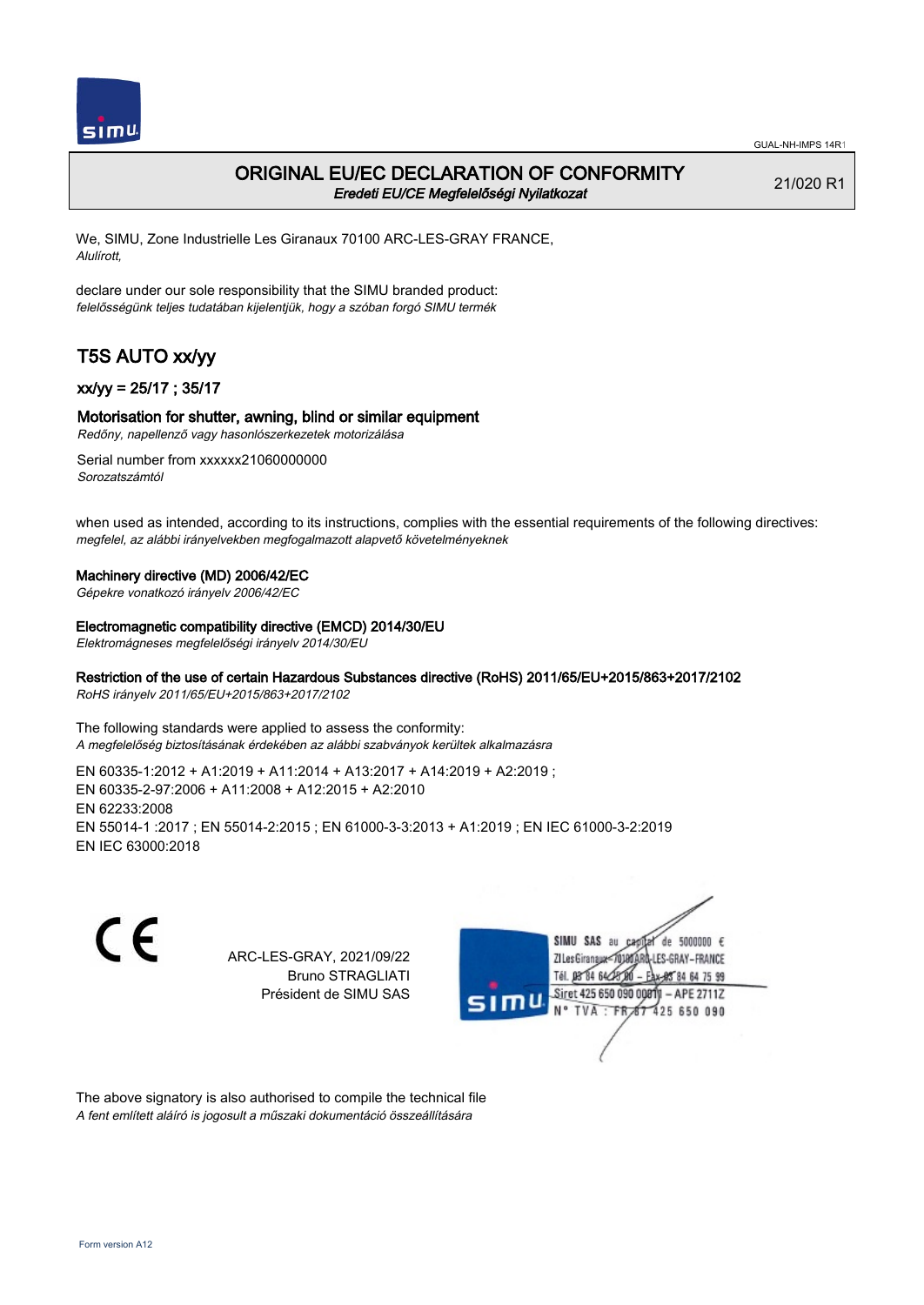GUAL-NH-IMPS 14R1

# ORIGINAL EU/EC DECLARATION OF CONFORMITY
*Eredeti EU/CE Megfelelőségi Nyilatkozat*

21/020 R1

We, SIMU, Zone Industrielle Les Giranaux 70100 ARC-LES-GRAY FRANCE,
*Alulírott,*

declare under our sole responsibility that the SIMU branded product:
*felelősségünk teljes tudatában kijelentjük, hogy a szóban forgó SIMU termék*

## T5S AUTO xx/yy

### xx/yy = 25/17 ; 35/17

### Motorisation for shutter, awning, blind or similar equipment
*Redőny, napellenző vagy hasonlószerkezetek motorizálása*

Serial number from xxxxxx21060000000
*Sorozatszámtól*

when used as intended, according to its instructions, complies with the essential requirements of the following directives:
*megfelel, az alábbi irányelvekben megfogalmazott alapvető követelményeknek*

**Machinery directive (MD) 2006/42/EC**
*Gépekre vonatkozó irányelv 2006/42/EC*

**Electromagnetic compatibility directive (EMCD) 2014/30/EU**
*Elektromágneses megfelelőségi irányelv 2014/30/EU*

**Restriction of the use of certain Hazardous Substances directive (RoHS) 2011/65/EU+2015/863+2017/2102**
*RoHS irányelv 2011/65/EU+2015/863+2017/2102*

The following standards were applied to assess the conformity:
*A megfelelőség biztosításának érdekében az alábbi szabványok kerültek alkalmazásra*

EN 60335-1:2012 + A1:2019 + A11:2014 + A13:2017 + A14:2019 + A2:2019 ;
EN 60335-2-97:2006 + A11:2008 + A12:2015 + A2:2010
EN 62233:2008
EN 55014-1 :2017 ; EN 55014-2:2015 ; EN 61000-3-3:2013 + A1:2019 ; EN IEC 61000-3-2:2019
EN IEC 63000:2018

CE

ARC-LES-GRAY, 2021/09/22
Bruno STRAGLIATI
Président de SIMU SAS

SIMU SAS au capital de 5000000 €
ZI Les Giranaux 70100 ARC-LES-GRAY-FRANCE
Tél. 03 84 64 78 00 – Fax 03 84 64 75 99
Siret 425 650 090 00011 – APE 2711Z
N° TVA : FR 67 425 650 090

The above signatory is also authorised to compile the technical file
*A fent említett aláíró is jogosult a műszaki dokumentáció összeállítására*

Form version A12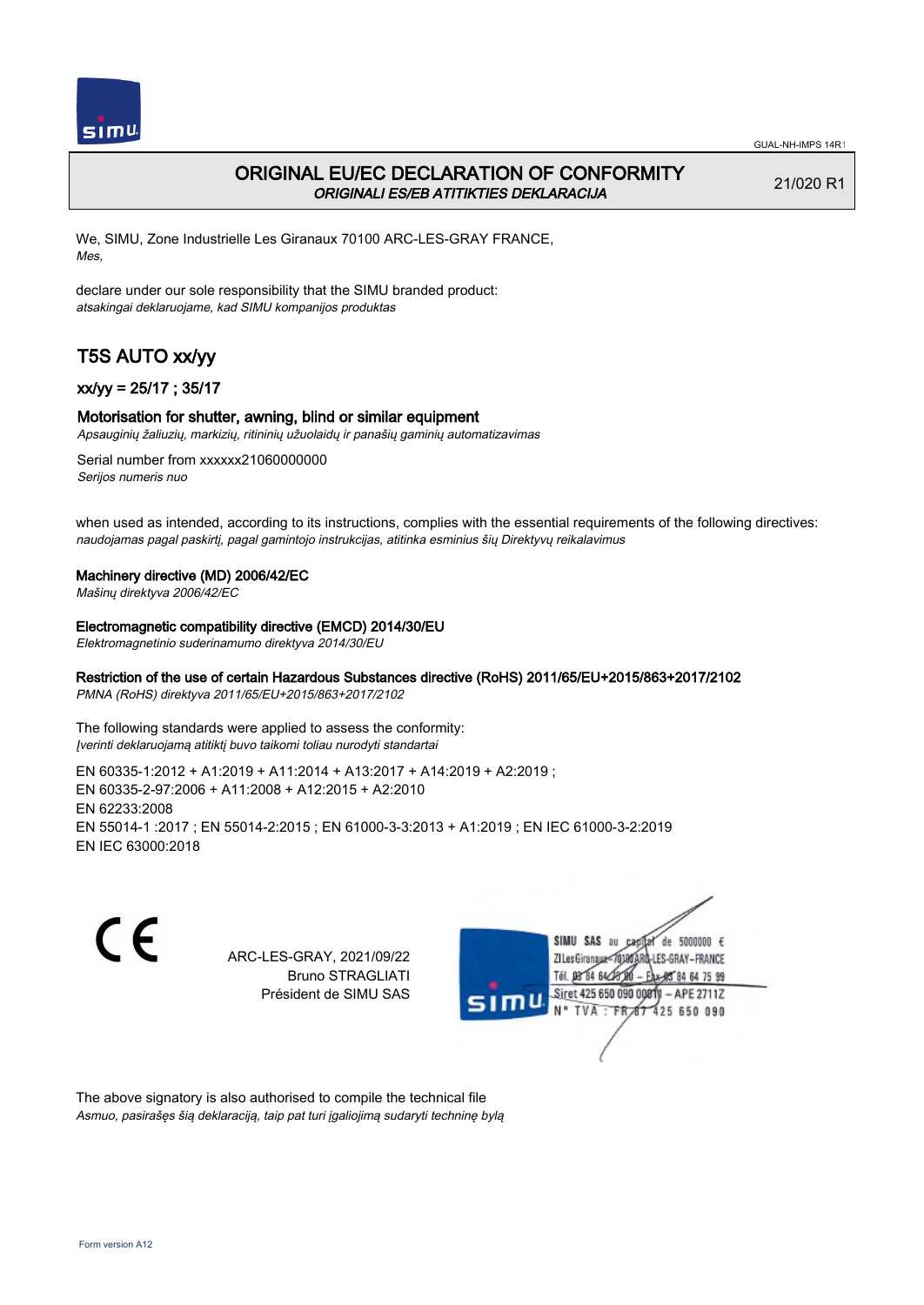# ORIGINAL EU/EC DECLARATION OF CONFORMITY

*ORIGINALI ES/EB ATITIKTIES DEKLARACIJA*

21/020 R1

We, SIMU, Zone Industrielle Les Giranaux 70100 ARC-LES-GRAY FRANCE,
*Mes,*

declare under our sole responsibility that the SIMU branded product:
*atsakingai deklaruojame, kad SIMU kompanijos produktas*

## T5S AUTO xx/yy

### xx/yy = 25/17 ; 35/17

### Motorisation for shutter, awning, blind or similar equipment

*Apsauginių žaliuzių, markizių, ritininių užuolaidų ir panašių gaminių automatizavimas*

Serial number from xxxxxx21060000000
*Serijos numeris nuo*

when used as intended, according to its instructions, complies with the essential requirements of the following directives:
*naudojamas pagal paskirtį, pagal gamintojo instrukcijas, atitinka esminius šių Direktyvų reikalavimus*

**Machinery directive (MD) 2006/42/EC**
*Mašinų direktyva 2006/42/EC*

**Electromagnetic compatibility directive (EMCD) 2014/30/EU**
*Elektromagnetinio suderinamumo direktyva 2014/30/EU*

**Restriction of the use of certain Hazardous Substances directive (RoHS) 2011/65/EU+2015/863+2017/2102**
*PMNA (RoHS) direktyva 2011/65/EU+2015/863+2017/2102*

The following standards were applied to assess the conformity:
*Įverinti deklaruojamą atitiktį buvo taikomi toliau nurodyti standartai*

EN 60335-1:2012 + A1:2019 + A11:2014 + A13:2017 + A14:2019 + A2:2019 ;
EN 60335-2-97:2006 + A11:2008 + A12:2015 + A2:2010
EN 62233:2008
EN 55014-1 :2017 ; EN 55014-2:2015 ; EN 61000-3-3:2013 + A1:2019 ; EN IEC 61000-3-2:2019
EN IEC 63000:2018

ARC-LES-GRAY, 2021/09/22
Bruno STRAGLIATI
Président de SIMU SAS

SIMU SAS au capital de 5000000 €
ZI Les Giranaux 70100 ARC-LES-GRAY-FRANCE
Tél. 03 84 64 75 00 – Fax 03 84 64 75 99
Siret 425 650 090 00011 – APE 2711Z
N° TVA : FR 87 425 650 090

The above signatory is also authorised to compile the technical file
*Asmuo, pasirašęs šią deklaraciją, taip pat turi įgaliojimą sudaryti techninę bylą*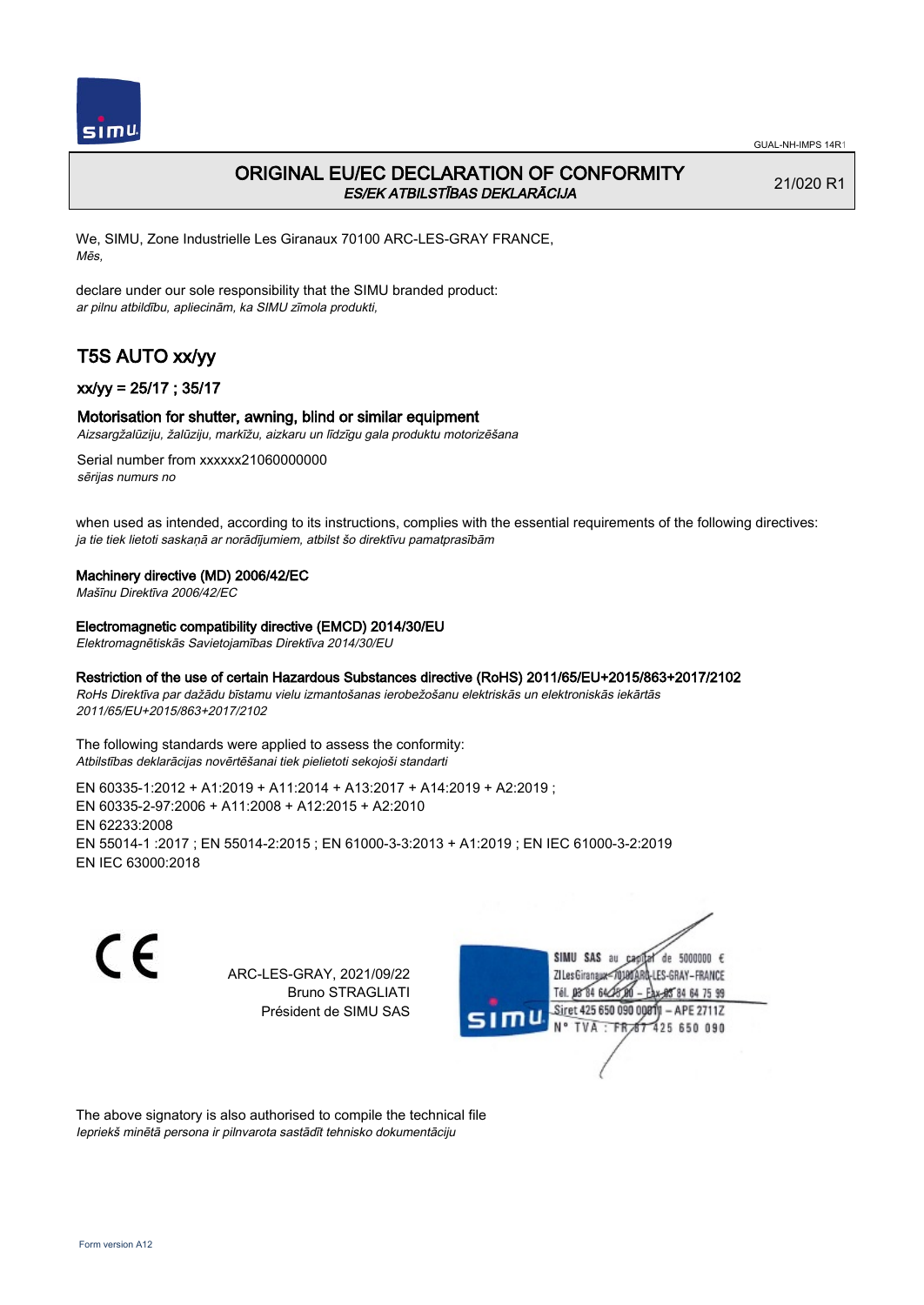GUAL-NH-IMPS 14R1

# ORIGINAL EU/EC DECLARATION OF CONFORMITY

*ES/EK ATBILSTĪBAS DEKLARĀCIJA*

21/020 R1

We, SIMU, Zone Industrielle Les Giranaux 70100 ARC-LES-GRAY FRANCE,
*Mēs,*

declare under our sole responsibility that the SIMU branded product:
*ar pilnu atbildību, apliecinām, ka SIMU zīmola produkti,*

## T5S AUTO xx/yy

### xx/yy = 25/17 ; 35/17

### Motorisation for shutter, awning, blind or similar equipment

*Aizsargžalūziju, žalūziju, markīžu, aizkaru un līdzīgu gala produktu motorizēšana*

Serial number from xxxxxx21060000000
*sērijas numurs no*

when used as intended, according to its instructions, complies with the essential requirements of the following directives:
*ja tie tiek lietoti saskaņā ar norādījumiem, atbilst šo direktīvu pamatprasībām*

**Machinery directive (MD) 2006/42/EC**
*Mašīnu Direktīva 2006/42/EC*

**Electromagnetic compatibility directive (EMCD) 2014/30/EU**
*Elektromagnētiskās Savietojamības Direktīva 2014/30/EU*

**Restriction of the use of certain Hazardous Substances directive (RoHS) 2011/65/EU+2015/863+2017/2102**
*RoHs Direktīva par dažādu bīstamu vielu izmantošanas ierobežošanu elektriskās un elektroniskās iekārtās 2011/65/EU+2015/863+2017/2102*

The following standards were applied to assess the conformity:
*Atbilstības deklarācijas novērtēšanai tiek pielietoti sekojoši standarti*

EN 60335-1:2012 + A1:2019 + A11:2014 + A13:2017 + A14:2019 + A2:2019 ;
EN 60335-2-97:2006 + A11:2008 + A12:2015 + A2:2010
EN 62233:2008
EN 55014-1 :2017 ; EN 55014-2:2015 ; EN 61000-3-3:2013 + A1:2019 ; EN IEC 61000-3-2:2019
EN IEC 63000:2018

CE

ARC-LES-GRAY, 2021/09/22
Bruno STRAGLIATI
Président de SIMU SAS

SIMU SAS au capital de 5000000 €
ZI Les Giranaux 70100 ARC-LES-GRAY-FRANCE
Tél. 03 84 64 75 00 – Fax 03 84 64 75 99
Siret 425 650 090 00011 – APE 2711Z
N° TVA : FR 67 425 650 090

The above signatory is also authorised to compile the technical file
*Iepriekš minētā persona ir pilnvarota sastādīt tehnisko dokumentāciju*

Form version A12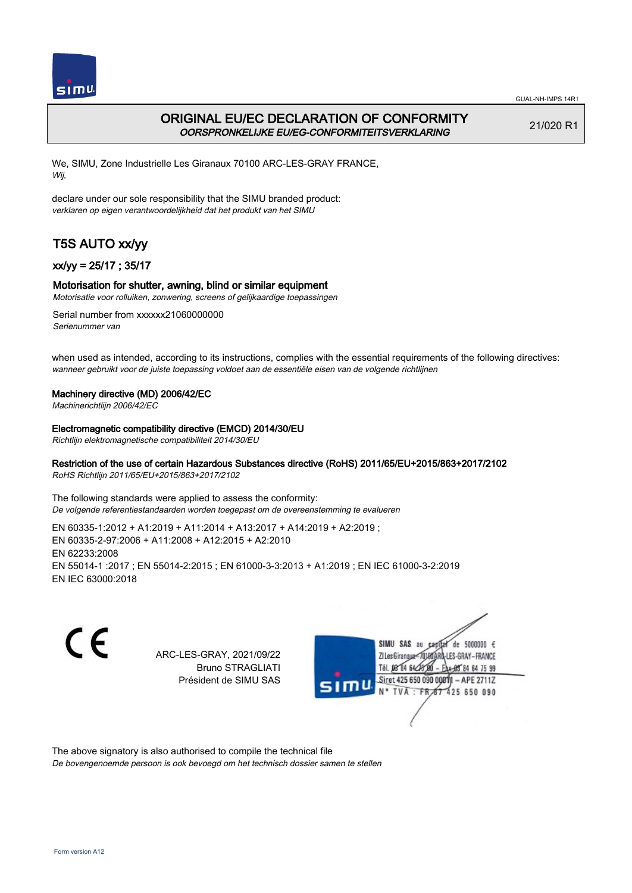# ORIGINAL EU/EC DECLARATION OF CONFORMITY
*OORSPRONKELIJKE EU/EG-CONFORMITEITSVERKLARING*

21/020 R1

We, SIMU, Zone Industrielle Les Giranaux 70100 ARC-LES-GRAY FRANCE,
*Wij,*

declare under our sole responsibility that the SIMU branded product:
*verklaren op eigen verantwoordelijkheid dat het produkt van het SIMU*

## T5S AUTO xx/yy

### xx/yy = 25/17 ; 35/17

### Motorisation for shutter, awning, blind or similar equipment
*Motorisatie voor rolluiken, zonwering, screens of gelijkaardige toepassingen*

Serial number from xxxxxx21060000000
*Serienummer van*

when used as intended, according to its instructions, complies with the essential requirements of the following directives:
*wanneer gebruikt voor de juiste toepassing voldoet aan de essentiële eisen van de volgende richtlijnen*

**Machinery directive (MD) 2006/42/EC**
*Machinerichtlijn 2006/42/EC*

**Electromagnetic compatibility directive (EMCD) 2014/30/EU**
*Richtlijn elektromagnetische compatibiliteit 2014/30/EU*

**Restriction of the use of certain Hazardous Substances directive (RoHS) 2011/65/EU+2015/863+2017/2102**
*RoHS Richtlijn 2011/65/EU+2015/863+2017/2102*

The following standards were applied to assess the conformity:
*De volgende referentiestandaarden worden toegepast om de overeenstemming te evalueren*

EN 60335-1:2012 + A1:2019 + A11:2014 + A13:2017 + A14:2019 + A2:2019 ;
EN 60335-2-97:2006 + A11:2008 + A12:2015 + A2:2010
EN 62233:2008
EN 55014-1 :2017 ; EN 55014-2:2015 ; EN 61000-3-3:2013 + A1:2019 ; EN IEC 61000-3-2:2019
EN IEC 63000:2018

ARC-LES-GRAY, 2021/09/22
Bruno STRAGLIATI
Président de SIMU SAS

SIMU SAS au capital de 5000000 €
ZI Les Giranaux - 70100 ARC-LES-GRAY - FRANCE
Tél. 03 84 64 75 00 - Fax 03 84 64 75 99
Siret 425 650 090 00011 - APE 2711Z
N° TVA : FR 87 425 650 090

The above signatory is also authorised to compile the technical file
*De bovengenoemde persoon is ook bevoegd om het technisch dossier samen te stellen*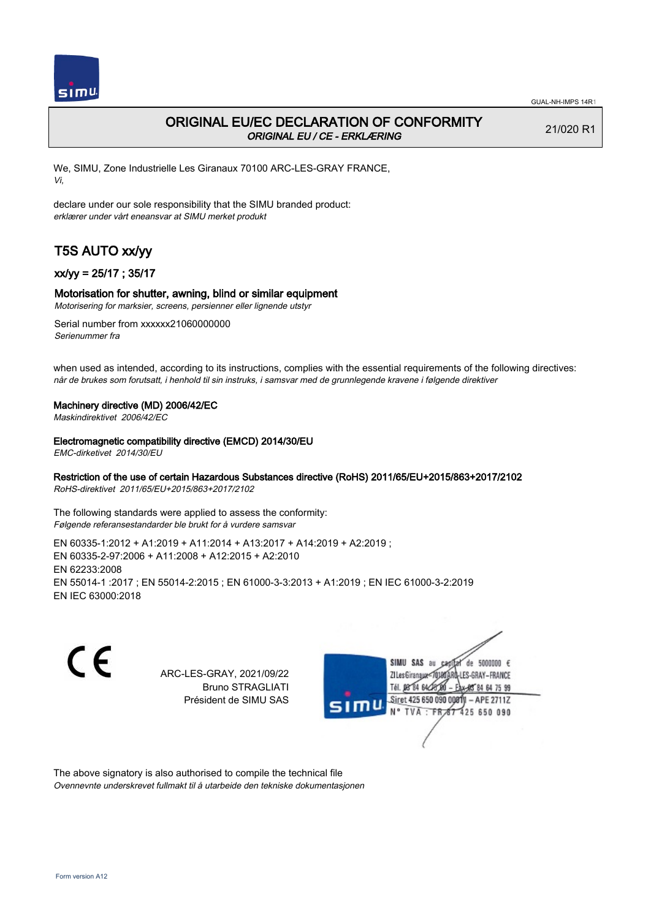# ORIGINAL EU/EC DECLARATION OF CONFORMITY

*ORIGINAL EU / CE - ERKLÆRING*

21/020 R1

We, SIMU, Zone Industrielle Les Giranaux 70100 ARC-LES-GRAY FRANCE,
*Vi,*

declare under our sole responsibility that the SIMU branded product:
*erklærer under vårt eneansvar at SIMU merket produkt*

## T5S AUTO xx/yy

### xx/yy = 25/17 ; 35/17

### Motorisation for shutter, awning, blind or similar equipment

*Motorisering for marksier, screens, persienner eller lignende utstyr*

Serial number from xxxxxx21060000000
*Serienummer fra*

when used as intended, according to its instructions, complies with the essential requirements of the following directives:
*når de brukes som forutsatt, i henhold til sin instruks, i samsvar med de grunnlegende kravene i følgende direktiver*

**Machinery directive (MD) 2006/42/EC**
*Maskindirektivet 2006/42/EC*

**Electromagnetic compatibility directive (EMCD) 2014/30/EU**
*EMC-dirketivet 2014/30/EU*

**Restriction of the use of certain Hazardous Substances directive (RoHS) 2011/65/EU+2015/863+2017/2102**
*RoHS-direktivet 2011/65/EU+2015/863+2017/2102*

The following standards were applied to assess the conformity:
*Følgende referansestandarder ble brukt for å vurdere samsvar*

EN 60335-1:2012 + A1:2019 + A11:2014 + A13:2017 + A14:2019 + A2:2019 ;
EN 60335-2-97:2006 + A11:2008 + A12:2015 + A2:2010
EN 62233:2008
EN 55014-1 :2017 ; EN 55014-2:2015 ; EN 61000-3-3:2013 + A1:2019 ; EN IEC 61000-3-2:2019
EN IEC 63000:2018

ARC-LES-GRAY, 2021/09/22
Bruno STRAGLIATI
Président de SIMU SAS

SIMU SAS au capital de 5000000 €
ZI Les Giranaux 70100 ARC-LES-GRAY-FRANCE
Tél. 03 84 64 75 00 – Fax 03 84 64 75 99
Siret 425 650 090 00011 – APE 2711Z
N° TVA : FR 87 425 650 090

The above signatory is also authorised to compile the technical file
*Ovennevnte underskrevet fullmakt til å utarbeide den tekniske dokumentasjonen*

Form version A12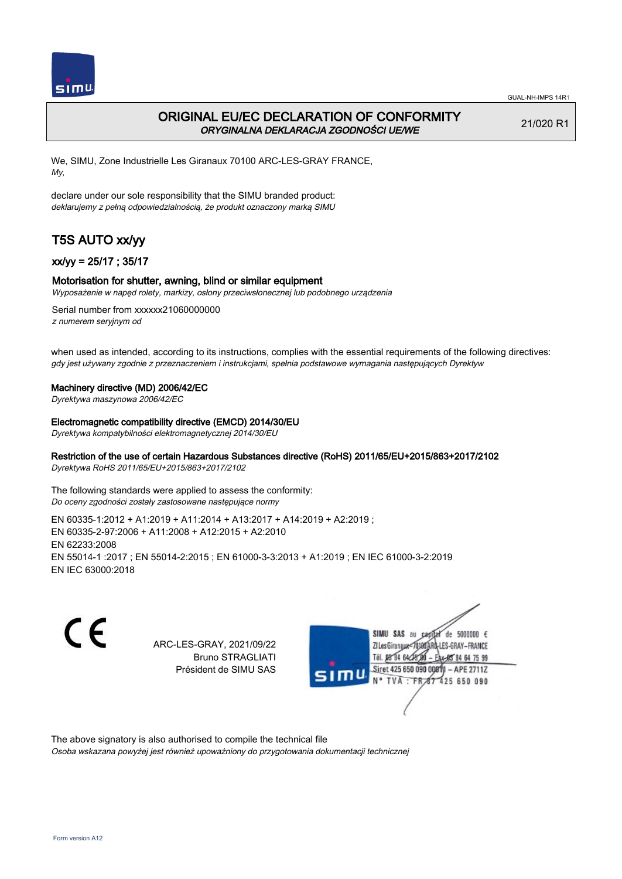GUAL-NH-IMPS 14R1

# ORIGINAL EU/EC DECLARATION OF CONFORMITY

*ORYGINALNA DEKLARACJA ZGODNOŚCI UE/WE*

21/020 R1

We, SIMU, Zone Industrielle Les Giranaux 70100 ARC-LES-GRAY FRANCE,
*My,*

declare under our sole responsibility that the SIMU branded product:
*deklarujemy z pełną odpowiedzialnością, że produkt oznaczony marką SIMU*

## T5S AUTO xx/yy

### xx/yy = 25/17 ; 35/17

### Motorisation for shutter, awning, blind or similar equipment

*Wyposażenie w napęd rolety, markizy, osłony przeciwsłonecznej lub podobnego urządzenia*

Serial number from xxxxxx21060000000
*z numerem seryjnym od*

when used as intended, according to its instructions, complies with the essential requirements of the following directives:
*gdy jest używany zgodnie z przeznaczeniem i instrukcjami, spełnia podstawowe wymagania następujących Dyrektyw*

**Machinery directive (MD) 2006/42/EC**
*Dyrektywa maszynowa 2006/42/EC*

**Electromagnetic compatibility directive (EMCD) 2014/30/EU**
*Dyrektywa kompatybilności elektromagnetycznej 2014/30/EU*

**Restriction of the use of certain Hazardous Substances directive (RoHS) 2011/65/EU+2015/863+2017/2102**
*Dyrektywa RoHS 2011/65/EU+2015/863+2017/2102*

The following standards were applied to assess the conformity:
*Do oceny zgodności zostały zastosowane następujące normy*

EN 60335-1:2012 + A1:2019 + A11:2014 + A13:2017 + A14:2019 + A2:2019 ;
EN 60335-2-97:2006 + A11:2008 + A12:2015 + A2:2010
EN 62233:2008
EN 55014-1 :2017 ; EN 55014-2:2015 ; EN 61000-3-3:2013 + A1:2019 ; EN IEC 61000-3-2:2019
EN IEC 63000:2018

ARC-LES-GRAY, 2021/09/22
Bruno STRAGLIATI
Président de SIMU SAS

SIMU SAS au capital de 5000000 €
ZI Les Giranaux 70100 ARC-LES-GRAY-FRANCE
Tél. 03 84 64 75 00 – Fax 03 84 64 75 99
Siret 425 650 090 00011 – APE 2711Z
N° TVA : FR 87 425 650 090

The above signatory is also authorised to compile the technical file
*Osoba wskazana powyżej jest również upoważniony do przygotowania dokumentacji technicznej*

Form version A12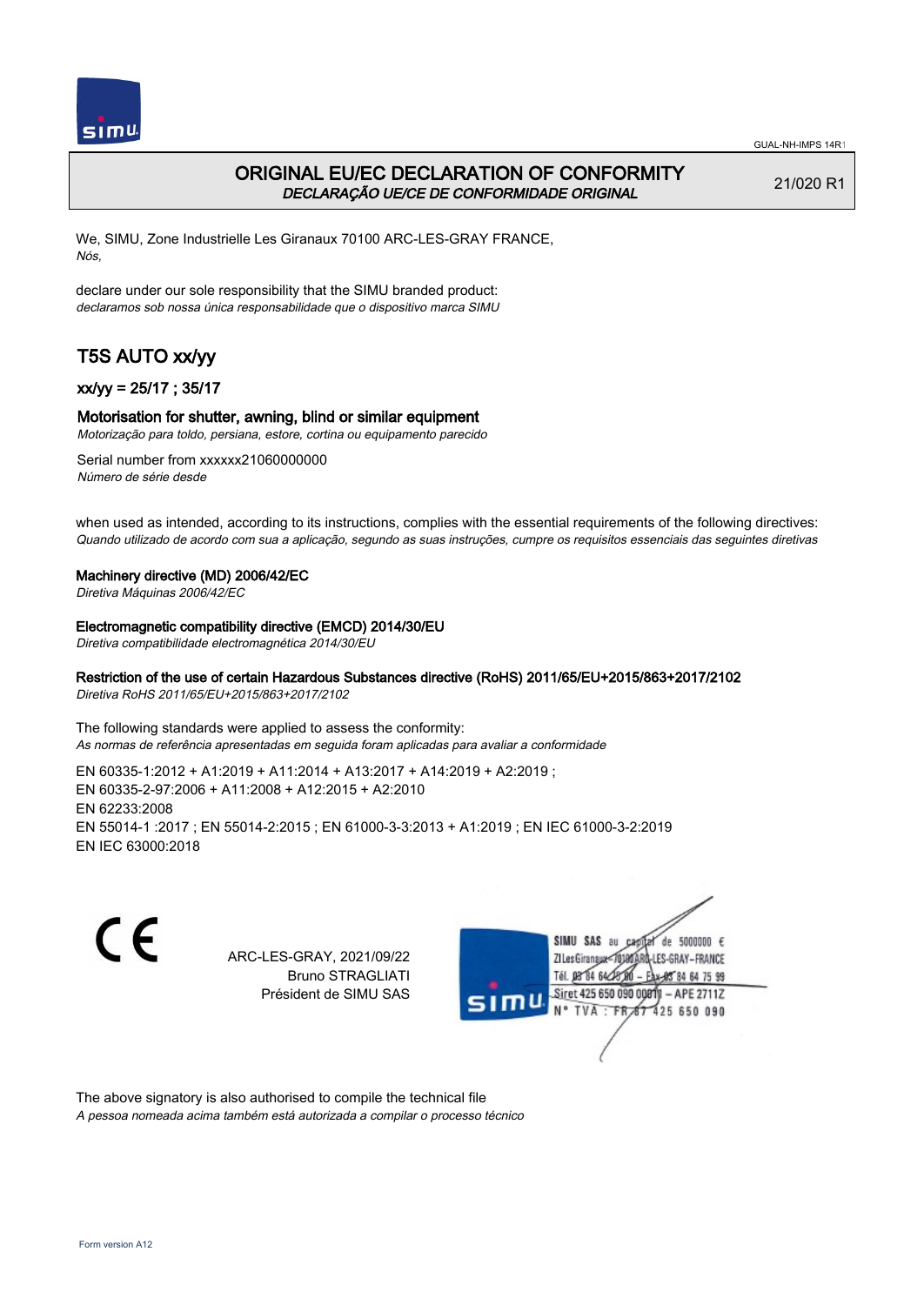# ORIGINAL EU/EC DECLARATION OF CONFORMITY

*DECLARAÇÃO UE/CE DE CONFORMIDADE ORIGINAL*

21/020 R1

We, SIMU, Zone Industrielle Les Giranaux 70100 ARC-LES-GRAY FRANCE,
*Nós,*

declare under our sole responsibility that the SIMU branded product:
*declaramos sob nossa única responsabilidade que o dispositivo marca SIMU*

## T5S AUTO xx/yy

### xx/yy = 25/17 ; 35/17

### Motorisation for shutter, awning, blind or similar equipment

*Motorização para toldo, persiana, estore, cortina ou equipamento parecido*

Serial number from xxxxxx21060000000
*Número de série desde*

when used as intended, according to its instructions, complies with the essential requirements of the following directives:
*Quando utilizado de acordo com sua a aplicação, segundo as suas instruções, cumpre os requisitos essenciais das seguintes diretivas*

**Machinery directive (MD) 2006/42/EC**
*Diretiva Máquinas 2006/42/EC*

**Electromagnetic compatibility directive (EMCD) 2014/30/EU**
*Diretiva compatibilidade electromagnética 2014/30/EU*

**Restriction of the use of certain Hazardous Substances directive (RoHS) 2011/65/EU+2015/863+2017/2102**
*Diretiva RoHS 2011/65/EU+2015/863+2017/2102*

The following standards were applied to assess the conformity:
*As normas de referência apresentadas em seguida foram aplicadas para avaliar a conformidade*

EN 60335-1:2012 + A1:2019 + A11:2014 + A13:2017 + A14:2019 + A2:2019 ;
EN 60335-2-97:2006 + A11:2008 + A12:2015 + A2:2010
EN 62233:2008
EN 55014-1 :2017 ; EN 55014-2:2015 ; EN 61000-3-3:2013 + A1:2019 ; EN IEC 61000-3-2:2019
EN IEC 63000:2018

ARC-LES-GRAY, 2021/09/22
Bruno STRAGLIATI
Président de SIMU SAS

SIMU SAS au capital de 5000000 €
ZI Les Giranaux 70100 ARC-LES-GRAY-FRANCE
Tél. 03 84 64 75 00 – Fax 03 84 64 75 99
Siret 425 650 090 00011 – APE 2711Z
N° TVA : FR 67 425 650 090

The above signatory is also authorised to compile the technical file
*A pessoa nomeada acima também está autorizada a compilar o processo técnico*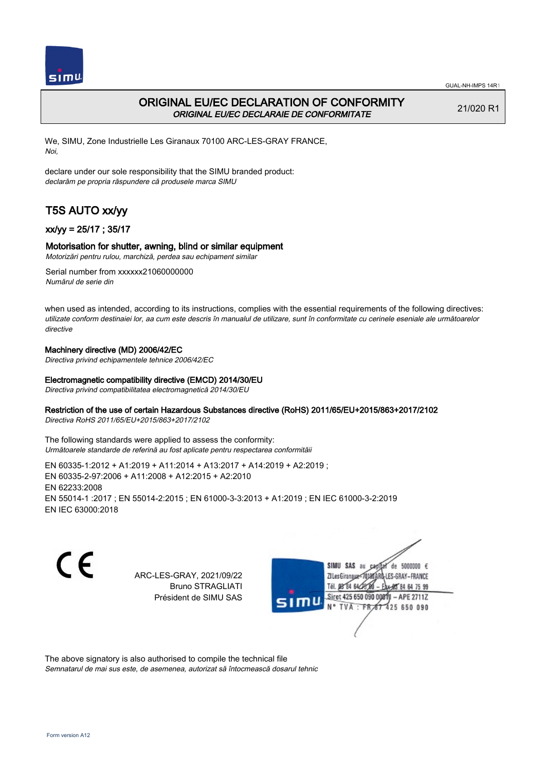# ORIGINAL EU/EC DECLARATION OF CONFORMITY

*ORIGINAL EU/EC DECLARAIE DE CONFORMITATE*

21/020 R1

We, SIMU, Zone Industrielle Les Giranaux 70100 ARC-LES-GRAY FRANCE,
*Noi,*

declare under our sole responsibility that the SIMU branded product:
*declarăm pe propria răspundere că produsele marca SIMU*

## T5S AUTO xx/yy

### xx/yy = 25/17 ; 35/17

### Motorisation for shutter, awning, blind or similar equipment

*Motorizări pentru rulou, marchiză, perdea sau echipament similar*

Serial number from xxxxxx21060000000
*Numărul de serie din*

when used as intended, according to its instructions, complies with the essential requirements of the following directives:
*utilizate conform destinaiei lor, aa cum este descris în manualul de utilizare, sunt în conformitate cu cerinele eseniale ale următoarelor directive*

**Machinery directive (MD) 2006/42/EC**
*Directiva privind echipamentele tehnice 2006/42/EC*

**Electromagnetic compatibility directive (EMCD) 2014/30/EU**
*Directiva privind compatibilitatea electromagnetică 2014/30/EU*

**Restriction of the use of certain Hazardous Substances directive (RoHS) 2011/65/EU+2015/863+2017/2102**
*Directiva RoHS 2011/65/EU+2015/863+2017/2102*

The following standards were applied to assess the conformity:
*Următoarele standarde de referină au fost aplicate pentru respectarea conformităii*

EN 60335-1:2012 + A1:2019 + A11:2014 + A13:2017 + A14:2019 + A2:2019 ;
EN 60335-2-97:2006 + A11:2008 + A12:2015 + A2:2010
EN 62233:2008
EN 55014-1 :2017 ; EN 55014-2:2015 ; EN 61000-3-3:2013 + A1:2019 ; EN IEC 61000-3-2:2019
EN IEC 63000:2018

ARC-LES-GRAY, 2021/09/22
Bruno STRAGLIATI
Président de SIMU SAS

SIMU SAS au capital de 5000000 €
ZI Les Giranaux 70100 ARC-LES-GRAY-FRANCE
Tél. 03 84 64 75 00 – Fax 03 84 64 75 99
Siret 425 650 090 00011 – APE 2711Z
N° TVA : FR 87 425 650 090

The above signatory is also authorised to compile the technical file
*Semnatarul de mai sus este, de asemenea, autorizat să întocmească dosarul tehnic*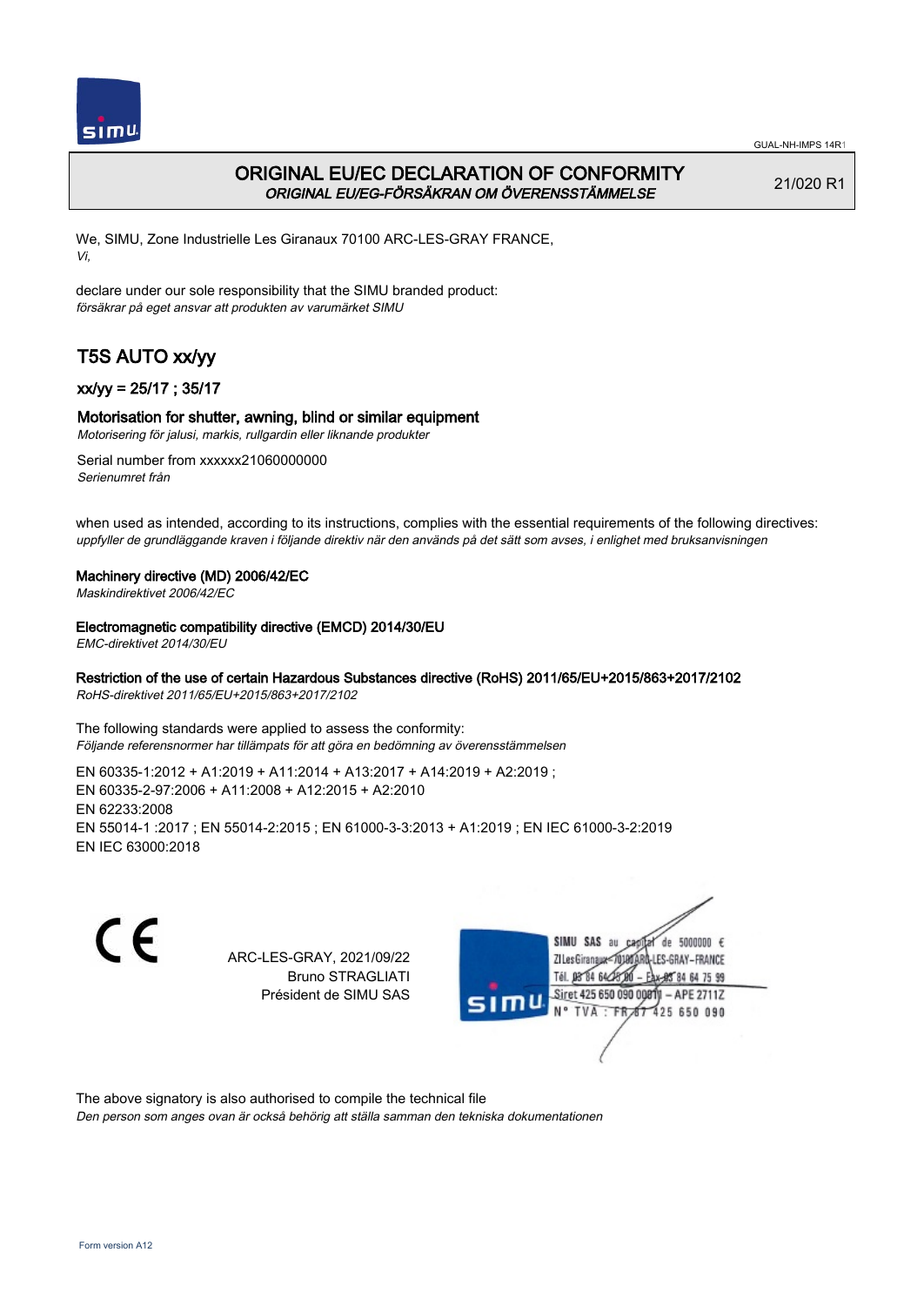# ORIGINAL EU/EC DECLARATION OF CONFORMITY

***ORIGINAL EU/EG-FÖRSÄKRAN OM ÖVERENSSTÄMMELSE***

21/020 R1

We, SIMU, Zone Industrielle Les Giranaux 70100 ARC-LES-GRAY FRANCE,
*Vi,*

declare under our sole responsibility that the SIMU branded product:
*försäkrar på eget ansvar att produkten av varumärket SIMU*

## T5S AUTO xx/yy

### xx/yy = 25/17 ; 35/17

### Motorisation for shutter, awning, blind or similar equipment

*Motorisering för jalusi, markis, rullgardin eller liknande produkter*

Serial number from xxxxxx21060000000
*Serienumret från*

when used as intended, according to its instructions, complies with the essential requirements of the following directives:
*uppfyller de grundläggande kraven i följande direktiv när den används på det sätt som avses, i enlighet med bruksanvisningen*

**Machinery directive (MD) 2006/42/EC**
*Maskindirektivet 2006/42/EC*

**Electromagnetic compatibility directive (EMCD) 2014/30/EU**
*EMC-direktivet 2014/30/EU*

**Restriction of the use of certain Hazardous Substances directive (RoHS) 2011/65/EU+2015/863+2017/2102**
*RoHS-direktivet 2011/65/EU+2015/863+2017/2102*

The following standards were applied to assess the conformity:
*Följande referensnormer har tillämpats för att göra en bedömning av överensstämmelsen*

EN 60335-1:2012 + A1:2019 + A11:2014 + A13:2017 + A14:2019 + A2:2019 ;
EN 60335-2-97:2006 + A11:2008 + A12:2015 + A2:2010
EN 62233:2008
EN 55014-1 :2017 ; EN 55014-2:2015 ; EN 61000-3-3:2013 + A1:2019 ; EN IEC 61000-3-2:2019
EN IEC 63000:2018

CE

ARC-LES-GRAY, 2021/09/22
Bruno STRAGLIATI
Président de SIMU SAS

SIMU SAS au capital de 5000000 €
ZI Les Giranaux 70100 ARC-LES-GRAY-FRANCE
Tél. 03 84 64 75 00 – Fax 03 84 64 75 99
Siret 425 650 090 00011 – APE 2711Z
N° TVA : FR 87 425 650 090

The above signatory is also authorised to compile the technical file
*Den person som anges ovan är också behörig att ställa samman den tekniska dokumentationen*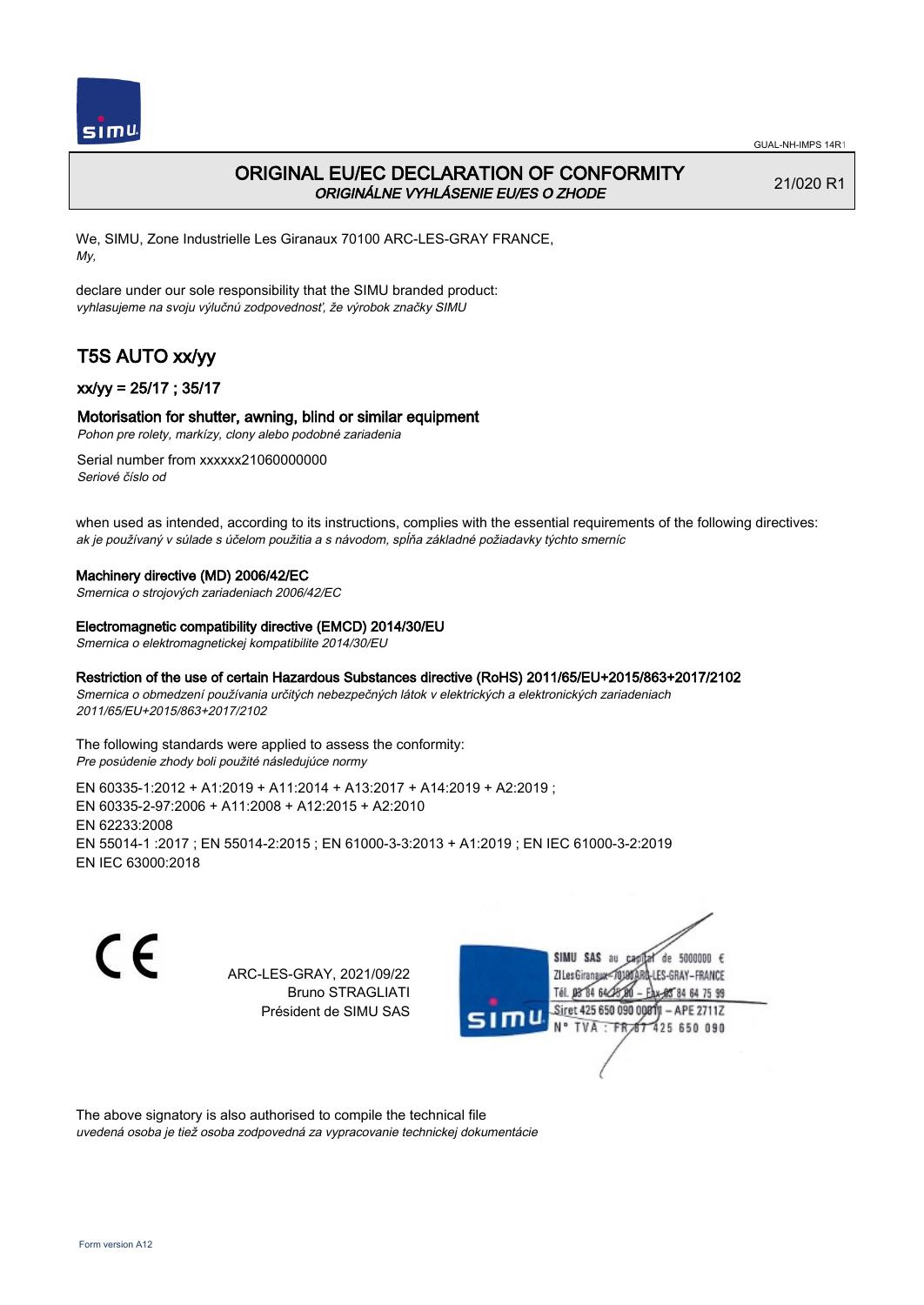# ORIGINAL EU/EC DECLARATION OF CONFORMITY
*ORIGINÁLNE VYHLÁSENIE EU/ES O ZHODE*

21/020 R1

We, SIMU, Zone Industrielle Les Giranaux 70100 ARC-LES-GRAY FRANCE,
*My,*

declare under our sole responsibility that the SIMU branded product:
*vyhlasujeme na svoju výlučnú zodpovednosť, že výrobok značky SIMU*

## T5S AUTO xx/yy

### xx/yy = 25/17 ; 35/17

### Motorisation for shutter, awning, blind or similar equipment
*Pohon pre rolety, markízy, clony alebo podobné zariadenia*

Serial number from xxxxxx21060000000
*Seriové číslo od*

when used as intended, according to its instructions, complies with the essential requirements of the following directives:
*ak je používaný v súlade s účelom použitia a s návodom, spĺňa základné požiadavky týchto smerníc*

**Machinery directive (MD) 2006/42/EC**
*Smernica o strojových zariadeniach 2006/42/EC*

**Electromagnetic compatibility directive (EMCD) 2014/30/EU**
*Smernica o elektromagnetickej kompatibilite 2014/30/EU*

**Restriction of the use of certain Hazardous Substances directive (RoHS) 2011/65/EU+2015/863+2017/2102**
*Smernica o obmedzení používania určitých nebezpečných látok v elektrických a elektronických zariadeniach 2011/65/EU+2015/863+2017/2102*

The following standards were applied to assess the conformity:
*Pre posúdenie zhody boli použité následujúce normy*

EN 60335-1:2012 + A1:2019 + A11:2014 + A13:2017 + A14:2019 + A2:2019 ;
EN 60335-2-97:2006 + A11:2008 + A12:2015 + A2:2010
EN 62233:2008
EN 55014-1 :2017 ; EN 55014-2:2015 ; EN 61000-3-3:2013 + A1:2019 ; EN IEC 61000-3-2:2019
EN IEC 63000:2018

CE

ARC-LES-GRAY, 2021/09/22
Bruno STRAGLIATI
Président de SIMU SAS

SIMU SAS au capital de 5000000 €
ZI Les Giranaux 70100 ARC-LES-GRAY-FRANCE
Tél. 03 84 64 75 00 – Fax 03 84 64 75 99
Siret 425 650 090 00011 – APE 2711Z
N° TVA : FR 87 425 650 090

The above signatory is also authorised to compile the technical file
*uvedená osoba je tiež osoba zodpovedná za vypracovanie technickej dokumentácie*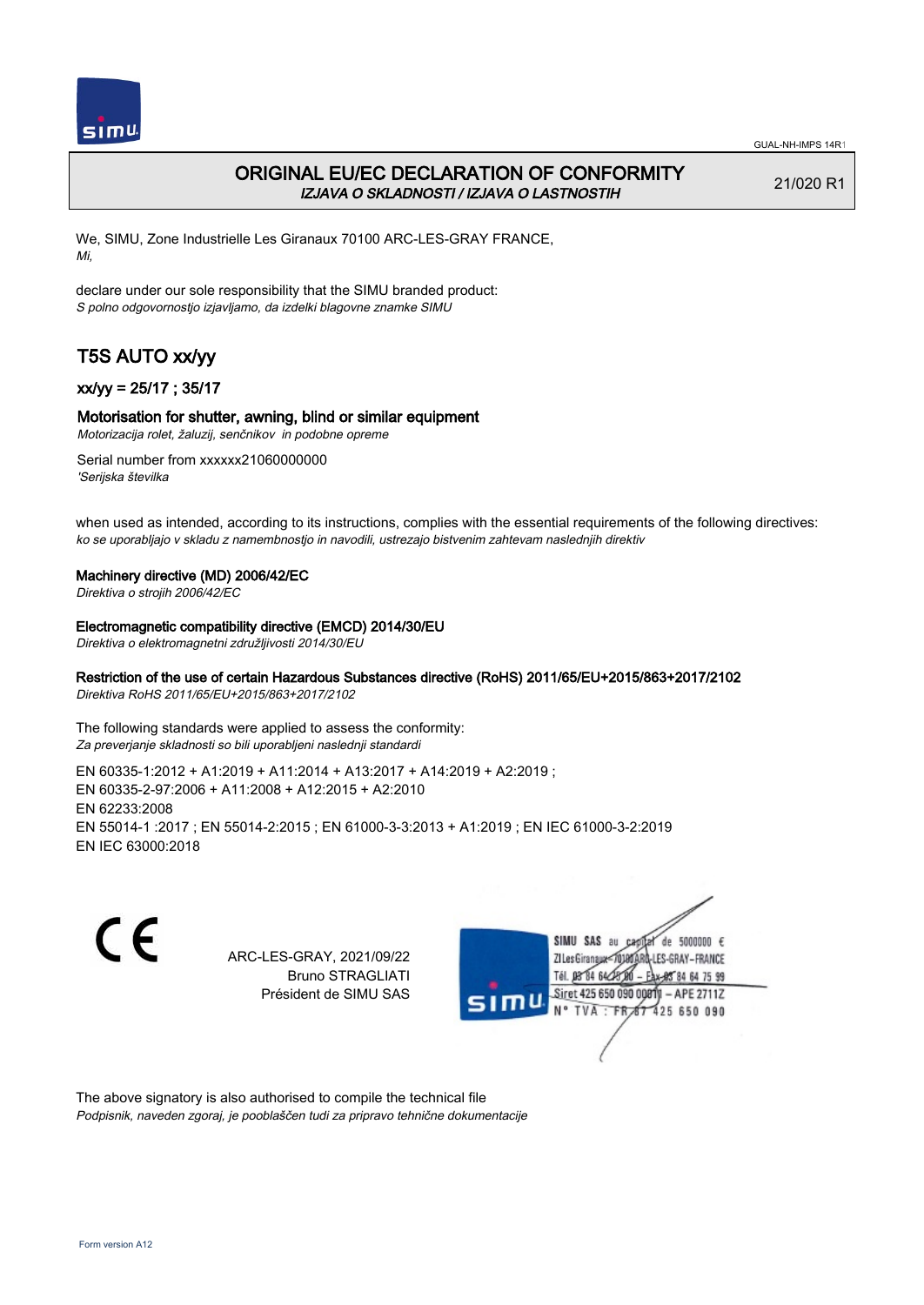# ORIGINAL EU/EC DECLARATION OF CONFORMITY

*IZJAVA O SKLADNOSTI / IZJAVA O LASTNOSTIH*

21/020 R1

We, SIMU, Zone Industrielle Les Giranaux 70100 ARC-LES-GRAY FRANCE,
*Mi,*

declare under our sole responsibility that the SIMU branded product:
*S polno odgovornostjo izjavljamo, da izdelki blagovne znamke SIMU*

## T5S AUTO xx/yy

### xx/yy = 25/17 ; 35/17

### Motorisation for shutter, awning, blind or similar equipment

*Motorizacija rolet, žaluzij, senčnikov in podobne opreme*

Serial number from xxxxxx21060000000
*'Serijska številka*

when used as intended, according to its instructions, complies with the essential requirements of the following directives:
*ko se uporabljajo v skladu z namembnostjo in navodili, ustrezajo bistvenim zahtevam naslednjih direktiv*

**Machinery directive (MD) 2006/42/EC**
*Direktiva o strojih 2006/42/EC*

**Electromagnetic compatibility directive (EMCD) 2014/30/EU**
*Direktiva o elektromagnetni združljivosti 2014/30/EU*

**Restriction of the use of certain Hazardous Substances directive (RoHS) 2011/65/EU+2015/863+2017/2102**
*Direktiva RoHS 2011/65/EU+2015/863+2017/2102*

The following standards were applied to assess the conformity:
*Za preverjanje skladnosti so bili uporabljeni naslednji standardi*

EN 60335-1:2012 + A1:2019 + A11:2014 + A13:2017 + A14:2019 + A2:2019 ;
EN 60335-2-97:2006 + A11:2008 + A12:2015 + A2:2010
EN 62233:2008
EN 55014-1 :2017 ; EN 55014-2:2015 ; EN 61000-3-3:2013 + A1:2019 ; EN IEC 61000-3-2:2019
EN IEC 63000:2018

CE

ARC-LES-GRAY, 2021/09/22
Bruno STRAGLIATI
Président de SIMU SAS

SIMU SAS au capital de 5000000 €
ZI Les Giranaux 70100 ARC-LES-GRAY-FRANCE
Tél. 03 84 64 75 00 – Fax 03 84 64 75 99
Siret 425 650 090 00011 – APE 2711Z
N° TVA : FR 67 425 650 090

The above signatory is also authorised to compile the technical file
*Podpisnik, naveden zgoraj, je pooblaščen tudi za pripravo tehnične dokumentacije*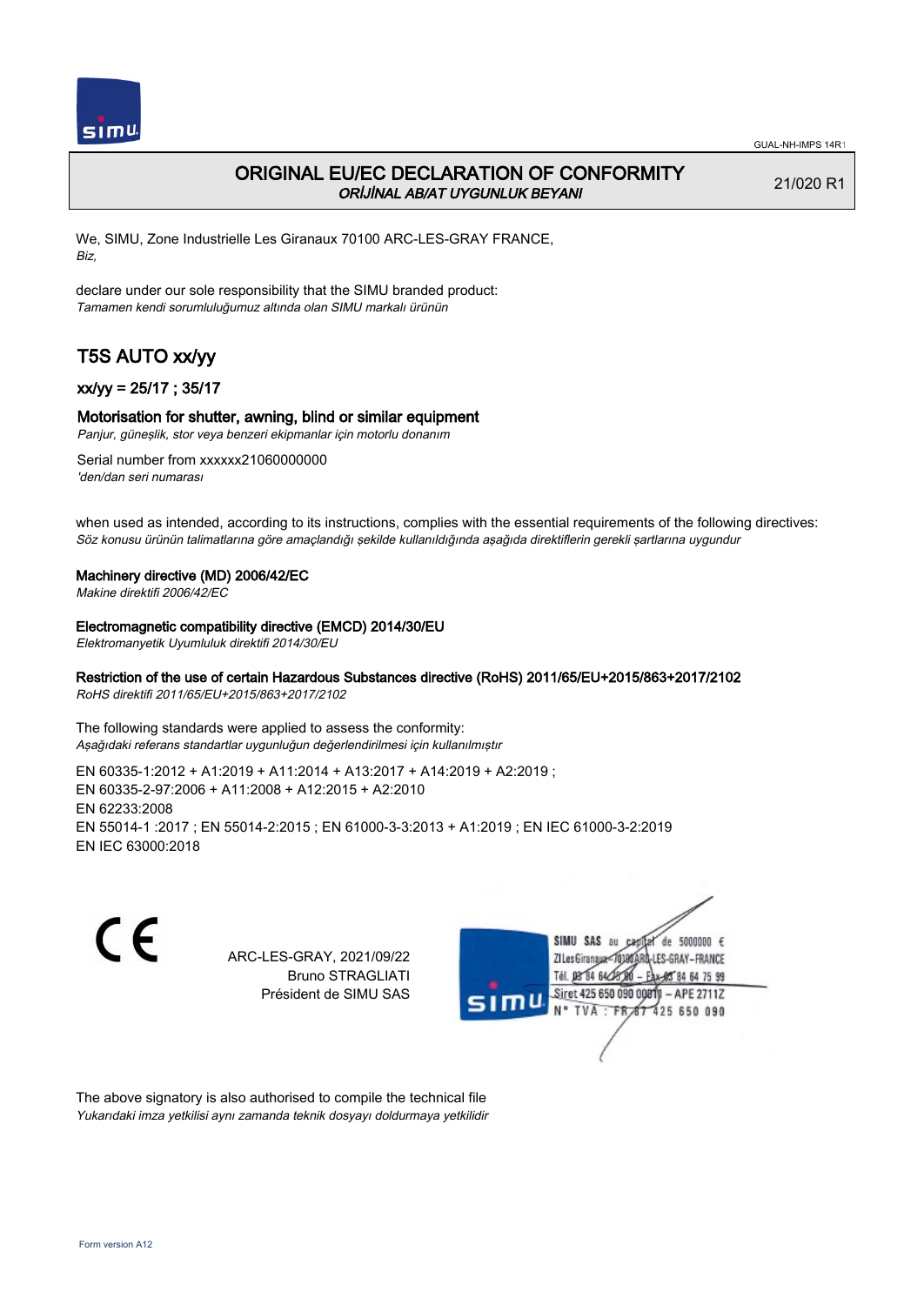# ORIGINAL EU/EC DECLARATION OF CONFORMITY

*ORİJİNAL AB/AT UYGUNLUK BEYANI*

21/020 R1

We, SIMU, Zone Industrielle Les Giranaux 70100 ARC-LES-GRAY FRANCE,
*Biz,*

declare under our sole responsibility that the SIMU branded product:
*Tamamen kendi sorumluluğumuz altında olan SIMU markalı ürünün*

## T5S AUTO xx/yy

### xx/yy = 25/17 ; 35/17

### Motorisation for shutter, awning, blind or similar equipment

*Panjur, güneşlik, stor veya benzeri ekipmanlar için motorlu donanım*

Serial number from xxxxxx21060000000
*'den/dan seri numarası*

when used as intended, according to its instructions, complies with the essential requirements of the following directives:
*Söz konusu ürünün talimatlarına göre amaçlandığı şekilde kullanıldığında aşağıda direktiflerin gerekli şartlarına uygundur*

**Machinery directive (MD) 2006/42/EC**
*Makine direktifi 2006/42/EC*

**Electromagnetic compatibility directive (EMCD) 2014/30/EU**
*Elektromanyetik Uyumluluk direktifi 2014/30/EU*

**Restriction of the use of certain Hazardous Substances directive (RoHS) 2011/65/EU+2015/863+2017/2102**
*RoHS direktifi 2011/65/EU+2015/863+2017/2102*

The following standards were applied to assess the conformity:
*Aşağıdaki referans standartlar uygunluğun değerlendirilmesi için kullanılmıştır*

EN 60335-1:2012 + A1:2019 + A11:2014 + A13:2017 + A14:2019 + A2:2019 ;
EN 60335-2-97:2006 + A11:2008 + A12:2015 + A2:2010
EN 62233:2008
EN 55014-1 :2017 ; EN 55014-2:2015 ; EN 61000-3-3:2013 + A1:2019 ; EN IEC 61000-3-2:2019
EN IEC 63000:2018

CE

ARC-LES-GRAY, 2021/09/22
Bruno STRAGLIATI
Président de SIMU SAS

SIMU SAS au capital de 5000000 €
ZI Les Giranaux 70100 ARC-LES-GRAY-FRANCE
Tél. 03 84 64 75 00 – Fax 03 84 64 75 99
Siret 425 650 090 00011 – APE 2711Z
N° TVA : FR 67 425 650 090

The above signatory is also authorised to compile the technical file
*Yukarıdaki imza yetkilisi aynı zamanda teknik dosyayı doldurmaya yetkilidir*